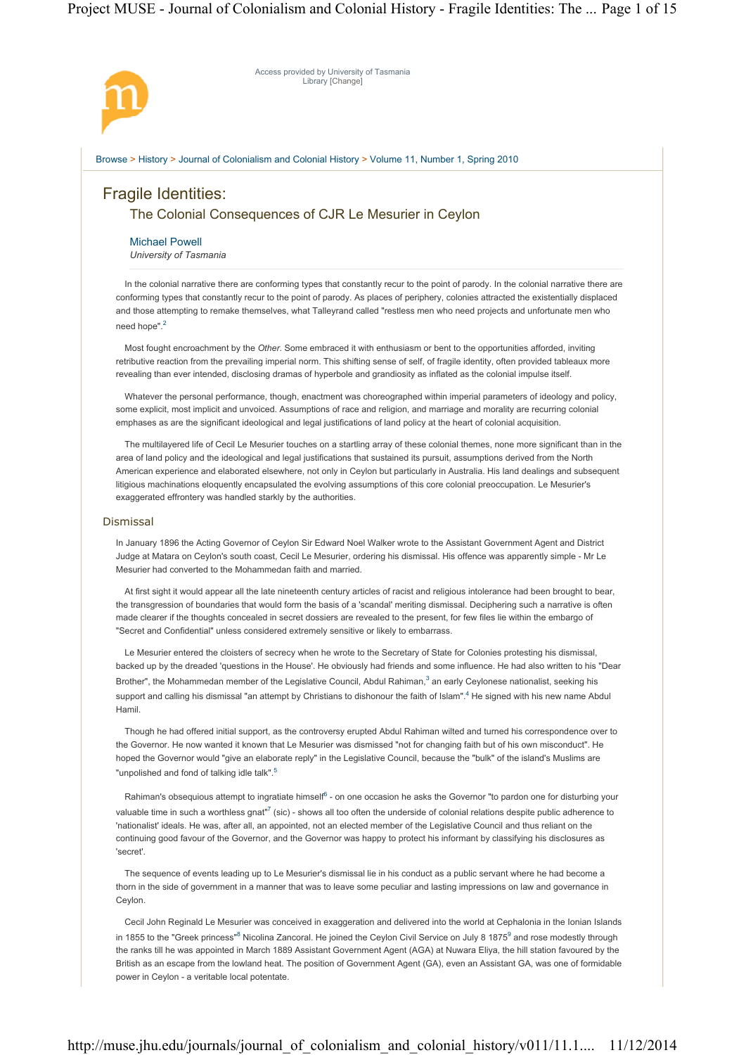Browse > History > Journal of Colonialism and Colonial History > Volume 11, Number 1, Spring 2010

# Fragile Identities:

## The Colonial Consequences of CJR Le Mesurier in Ceylon

Michael Powell
*University of Tasmania*

In the colonial narrative there are conforming types that constantly recur to the point of parody. In the colonial narrative there are conforming types that constantly recur to the point of parody. As places of periphery, colonies attracted the existentially displaced and those attempting to remake themselves, what Talleyrand called "restless men who need projects and unfortunate men who need hope".[2]

Most fought encroachment by the *Other*. Some embraced it with enthusiasm or bent to the opportunities afforded, inviting retributive reaction from the prevailing imperial norm. This shifting sense of self, of fragile identity, often provided tableaux more revealing than ever intended, disclosing dramas of hyperbole and grandiosity as inflated as the colonial impulse itself.

Whatever the personal performance, though, enactment was choreographed within imperial parameters of ideology and policy, some explicit, most implicit and unvoiced. Assumptions of race and religion, and marriage and morality are recurring colonial emphases as are the significant ideological and legal justifications of land policy at the heart of colonial acquisition.

The multilayered life of Cecil Le Mesurier touches on a startling array of these colonial themes, none more significant than in the area of land policy and the ideological and legal justifications that sustained its pursuit, assumptions derived from the North American experience and elaborated elsewhere, not only in Ceylon but particularly in Australia. His land dealings and subsequent litigious machinations eloquently encapsulated the evolving assumptions of this core colonial preoccupation. Le Mesurier's exaggerated effrontery was handled starkly by the authorities.

### Dismissal

In January 1896 the Acting Governor of Ceylon Sir Edward Noel Walker wrote to the Assistant Government Agent and District Judge at Matara on Ceylon's south coast, Cecil Le Mesurier, ordering his dismissal. His offence was apparently simple - Mr Le Mesurier had converted to the Mohammedan faith and married.

At first sight it would appear all the late nineteenth century articles of racist and religious intolerance had been brought to bear, the transgression of boundaries that would form the basis of a 'scandal' meriting dismissal. Deciphering such a narrative is often made clearer if the thoughts concealed in secret dossiers are revealed to the present, for few files lie within the embargo of "Secret and Confidential" unless considered extremely sensitive or likely to embarrass.

Le Mesurier entered the cloisters of secrecy when he wrote to the Secretary of State for Colonies protesting his dismissal, backed up by the dreaded 'questions in the House'. He obviously had friends and some influence. He had also written to his "Dear Brother", the Mohammedan member of the Legislative Council, Abdul Rahiman,[3] an early Ceylonese nationalist, seeking his support and calling his dismissal "an attempt by Christians to dishonour the faith of Islam".[4] He signed with his new name Abdul Hamil.

Though he had offered initial support, as the controversy erupted Abdul Rahiman wilted and turned his correspondence over to the Governor. He now wanted it known that Le Mesurier was dismissed "not for changing faith but of his own misconduct". He hoped the Governor would "give an elaborate reply" in the Legislative Council, because the "bulk" of the island's Muslims are "unpolished and fond of talking idle talk".[5]

Rahiman's obsequious attempt to ingratiate himself[6] - on one occasion he asks the Governor "to pardon one for disturbing your valuable time in such a worthless gnat"[7] (sic) - shows all too often the underside of colonial relations despite public adherence to 'nationalist' ideals. He was, after all, an appointed, not an elected member of the Legislative Council and thus reliant on the continuing good favour of the Governor, and the Governor was happy to protect his informant by classifying his disclosures as 'secret'.

The sequence of events leading up to Le Mesurier's dismissal lie in his conduct as a public servant where he had become a thorn in the side of government in a manner that was to leave some peculiar and lasting impressions on law and governance in Ceylon.

Cecil John Reginald Le Mesurier was conceived in exaggeration and delivered into the world at Cephalonia in the Ionian Islands in 1855 to the "Greek princess"[8] Nicolina Zancoral. He joined the Ceylon Civil Service on July 8 1875[9] and rose modestly through the ranks till he was appointed in March 1889 Assistant Government Agent (AGA) at Nuwara Eliya, the hill station favoured by the British as an escape from the lowland heat. The position of Government Agent (GA), even an Assistant GA, was one of formidable power in Ceylon - a veritable local potentate.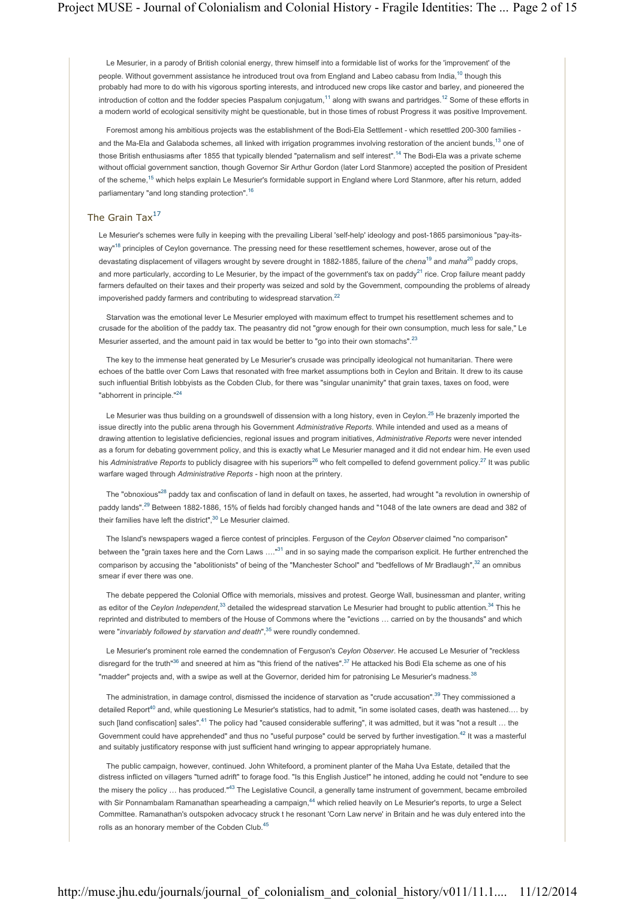Le Mesurier, in a parody of British colonial energy, threw himself into a formidable list of works for the 'improvement' of the people. Without government assistance he introduced trout ova from England and Labeo cabasu from India,[10] though this probably had more to do with his vigorous sporting interests, and introduced new crops like castor and barley, and pioneered the introduction of cotton and the fodder species Paspalum conjugatum,[11] along with swans and partridges.[12] Some of these efforts in a modern world of ecological sensitivity might be questionable, but in those times of robust Progress it was positive Improvement.

Foremost among his ambitious projects was the establishment of the Bodi-Ela Settlement - which resettled 200-300 families - and the Ma-Ela and Galaboda schemes, all linked with irrigation programmes involving restoration of the ancient bunds,[13] one of those British enthusiasms after 1855 that typically blended "paternalism and self interest".[14] The Bodi-Ela was a private scheme without official government sanction, though Governor Sir Arthur Gordon (later Lord Stanmore) accepted the position of President of the scheme,[15] which helps explain Le Mesurier's formidable support in England where Lord Stanmore, after his return, added parliamentary "and long standing protection".[16]

## The Grain Tax[17]

Le Mesurier's schemes were fully in keeping with the prevailing Liberal 'self-help' ideology and post-1865 parsimonious "pay-its-way"[18] principles of Ceylon governance. The pressing need for these resettlement schemes, however, arose out of the devastating displacement of villagers wrought by severe drought in 1882-1885, failure of the *chena*[19] and *maha*[20] paddy crops, and more particularly, according to Le Mesurier, by the impact of the government's tax on paddy[21] rice. Crop failure meant paddy farmers defaulted on their taxes and their property was seized and sold by the Government, compounding the problems of already impoverished paddy farmers and contributing to widespread starvation.[22]

Starvation was the emotional lever Le Mesurier employed with maximum effect to trumpet his resettlement schemes and to crusade for the abolition of the paddy tax. The peasantry did not "grow enough for their own consumption, much less for sale," Le Mesurier asserted, and the amount paid in tax would be better to "go into their own stomachs".[23]

The key to the immense heat generated by Le Mesurier's crusade was principally ideological not humanitarian. There were echoes of the battle over Corn Laws that resonated with free market assumptions both in Ceylon and Britain. It drew to its cause such influential British lobbyists as the Cobden Club, for there was "singular unanimity" that grain taxes, taxes on food, were "abhorrent in principle."[24]

Le Mesurier was thus building on a groundswell of dissension with a long history, even in Ceylon.[25] He brazenly imported the issue directly into the public arena through his Government *Administrative Reports*. While intended and used as a means of drawing attention to legislative deficiencies, regional issues and program initiatives, *Administrative Reports* were never intended as a forum for debating government policy, and this is exactly what Le Mesurier managed and it did not endear him. He even used his *Administrative Reports* to publicly disagree with his superiors[26] who felt compelled to defend government policy.[27] It was public warfare waged through *Administrative Reports* - high noon at the printery.

The "obnoxious"[28] paddy tax and confiscation of land in default on taxes, he asserted, had wrought "a revolution in ownership of paddy lands".[29] Between 1882-1886, 15% of fields had forcibly changed hands and "1048 of the late owners are dead and 382 of their families have left the district",[30] Le Mesurier claimed.

The Island's newspapers waged a fierce contest of principles. Ferguson of the *Ceylon Observer* claimed "no comparison" between the "grain taxes here and the Corn Laws ...."[31] and in so saying made the comparison explicit. He further entrenched the comparison by accusing the "abolitionists" of being of the "Manchester School" and "bedfellows of Mr Bradlaugh",[32] an omnibus smear if ever there was one.

The debate peppered the Colonial Office with memorials, missives and protest. George Wall, businessman and planter, writing as editor of the *Ceylon Independent*,[33] detailed the widespread starvation Le Mesurier had brought to public attention.[34] This he reprinted and distributed to members of the House of Commons where the "evictions … carried on by the thousands" and which were "*invariably followed by starvation and death*",[35] were roundly condemned.

Le Mesurier's prominent role earned the condemnation of Ferguson's *Ceylon Observer*. He accused Le Mesurier of "reckless disregard for the truth"[36] and sneered at him as "this friend of the natives".[37] He attacked his Bodi Ela scheme as one of his "madder" projects and, with a swipe as well at the Governor, derided him for patronising Le Mesurier's madness.[38]

The administration, in damage control, dismissed the incidence of starvation as "crude accusation".[39] They commissioned a detailed Report[40] and, while questioning Le Mesurier's statistics, had to admit, "in some isolated cases, death was hastened.... by such [land confiscation] sales".[41] The policy had "caused considerable suffering", it was admitted, but it was "not a result … the Government could have apprehended" and thus no "useful purpose" could be served by further investigation.[42] It was a masterful and suitably justificatory response with just sufficient hand wringing to appear appropriately humane.

The public campaign, however, continued. John Whitefoord, a prominent planter of the Maha Uva Estate, detailed that the distress inflicted on villagers "turned adrift" to forage food. "Is this English Justice!" he intoned, adding he could not "endure to see the misery the policy … has produced."[43] The Legislative Council, a generally tame instrument of government, became embroiled with Sir Ponnambalam Ramanathan spearheading a campaign,[44] which relied heavily on Le Mesurier's reports, to urge a Select Committee. Ramanathan's outspoken advocacy struck t he resonant 'Corn Law nerve' in Britain and he was duly entered into the rolls as an honorary member of the Cobden Club.[45]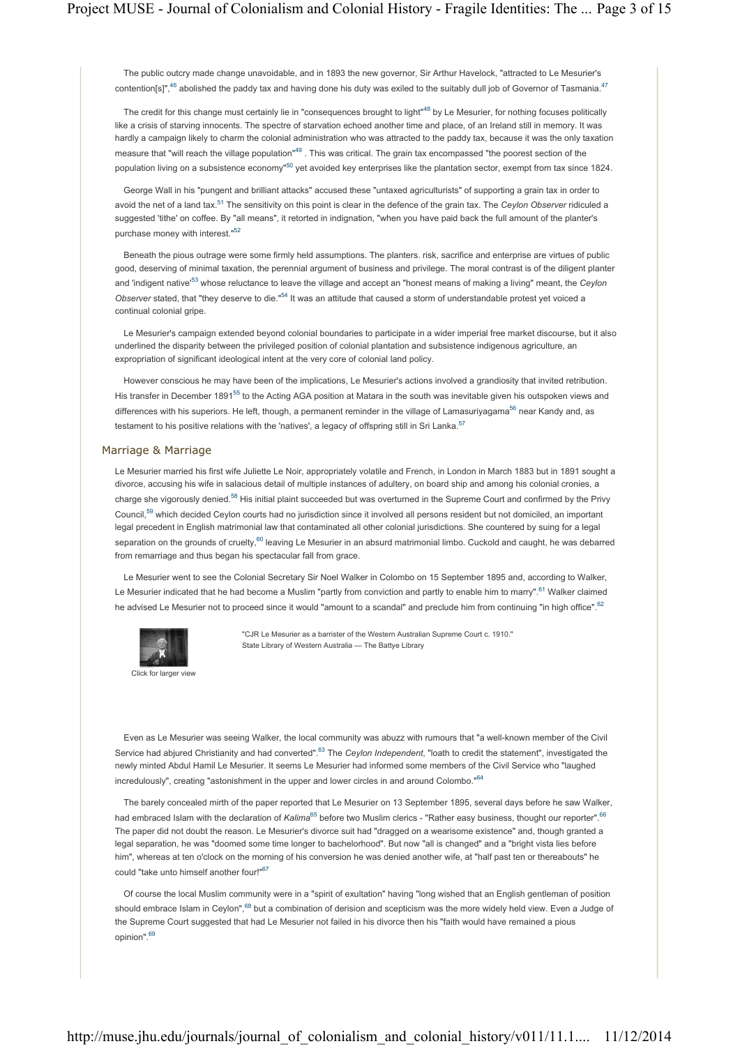The public outcry made change unavoidable, and in 1893 the new governor, Sir Arthur Havelock, "attracted to Le Mesurier's contention[s]",[46] abolished the paddy tax and having done his duty was exiled to the suitably dull job of Governor of Tasmania.[47]

The credit for this change must certainly lie in "consequences brought to light"[48] by Le Mesurier, for nothing focuses politically like a crisis of starving innocents. The spectre of starvation echoed another time and place, of an Ireland still in memory. It was hardly a campaign likely to charm the colonial administration who was attracted to the paddy tax, because it was the only taxation measure that "will reach the village population"[49] . This was critical. The grain tax encompassed "the poorest section of the population living on a subsistence economy"[50] yet avoided key enterprises like the plantation sector, exempt from tax since 1824.

George Wall in his "pungent and brilliant attacks" accused these "untaxed agriculturists" of supporting a grain tax in order to avoid the net of a land tax.[51] The sensitivity on this point is clear in the defence of the grain tax. The *Ceylon Observer* ridiculed a suggested 'tithe' on coffee. By "all means", it retorted in indignation, "when you have paid back the full amount of the planter's purchase money with interest."[52]

Beneath the pious outrage were some firmly held assumptions. The planters. risk, sacrifice and enterprise are virtues of public good, deserving of minimal taxation, the perennial argument of business and privilege. The moral contrast is of the diligent planter and 'indigent native'[53] whose reluctance to leave the village and accept an "honest means of making a living" meant, the *Ceylon Observer* stated, that "they deserve to die."[54] It was an attitude that caused a storm of understandable protest yet voiced a continual colonial gripe.

Le Mesurier's campaign extended beyond colonial boundaries to participate in a wider imperial free market discourse, but it also underlined the disparity between the privileged position of colonial plantation and subsistence indigenous agriculture, an expropriation of significant ideological intent at the very core of colonial land policy.

However conscious he may have been of the implications, Le Mesurier's actions involved a grandiosity that invited retribution. His transfer in December 1891[55] to the Acting AGA position at Matara in the south was inevitable given his outspoken views and differences with his superiors. He left, though, a permanent reminder in the village of Lamasuriyagama[56] near Kandy and, as testament to his positive relations with the 'natives', a legacy of offspring still in Sri Lanka.[57]

## Marriage & Marriage

Le Mesurier married his first wife Juliette Le Noir, appropriately volatile and French, in London in March 1883 but in 1891 sought a divorce, accusing his wife in salacious detail of multiple instances of adultery, on board ship and among his colonial cronies, a charge she vigorously denied.[58] His initial plaint succeeded but was overturned in the Supreme Court and confirmed by the Privy Council,[59] which decided Ceylon courts had no jurisdiction since it involved all persons resident but not domiciled, an important legal precedent in English matrimonial law that contaminated all other colonial jurisdictions. She countered by suing for a legal separation on the grounds of cruelty,[60] leaving Le Mesurier in an absurd matrimonial limbo. Cuckold and caught, he was debarred from remarriage and thus began his spectacular fall from grace.

Le Mesurier went to see the Colonial Secretary Sir Noel Walker in Colombo on 15 September 1895 and, according to Walker, Le Mesurier indicated that he had become a Muslim "partly from conviction and partly to enable him to marry".[61] Walker claimed he advised Le Mesurier not to proceed since it would "amount to a scandal" and preclude him from continuing "in high office".[62]

Click for larger view

"CJR Le Mesurier as a barrister of the Western Australian Supreme Court c. 1910."
State Library of Western Australia — The Battye Library

Even as Le Mesurier was seeing Walker, the local community was abuzz with rumours that "a well-known member of the Civil Service had abjured Christianity and had converted".[63] The *Ceylon Independent*, "loath to credit the statement", investigated the newly minted Abdul Hamil Le Mesurier. It seems Le Mesurier had informed some members of the Civil Service who "laughed incredulously", creating "astonishment in the upper and lower circles in and around Colombo."[64]

The barely concealed mirth of the paper reported that Le Mesurier on 13 September 1895, several days before he saw Walker, had embraced Islam with the declaration of *Kalima*[65] before two Muslim clerics - "Rather easy business, thought our reporter".[66] The paper did not doubt the reason. Le Mesurier's divorce suit had "dragged on a wearisome existence" and, though granted a legal separation, he was "doomed some time longer to bachelorhood". But now "all is changed" and a "bright vista lies before him", whereas at ten o'clock on the morning of his conversion he was denied another wife, at "half past ten or thereabouts" he could "take unto himself another four!"[67]

Of course the local Muslim community were in a "spirit of exultation" having "long wished that an English gentleman of position should embrace Islam in Ceylon",[68] but a combination of derision and scepticism was the more widely held view. Even a Judge of the Supreme Court suggested that had Le Mesurier not failed in his divorce then his "faith would have remained a pious opinion".[69]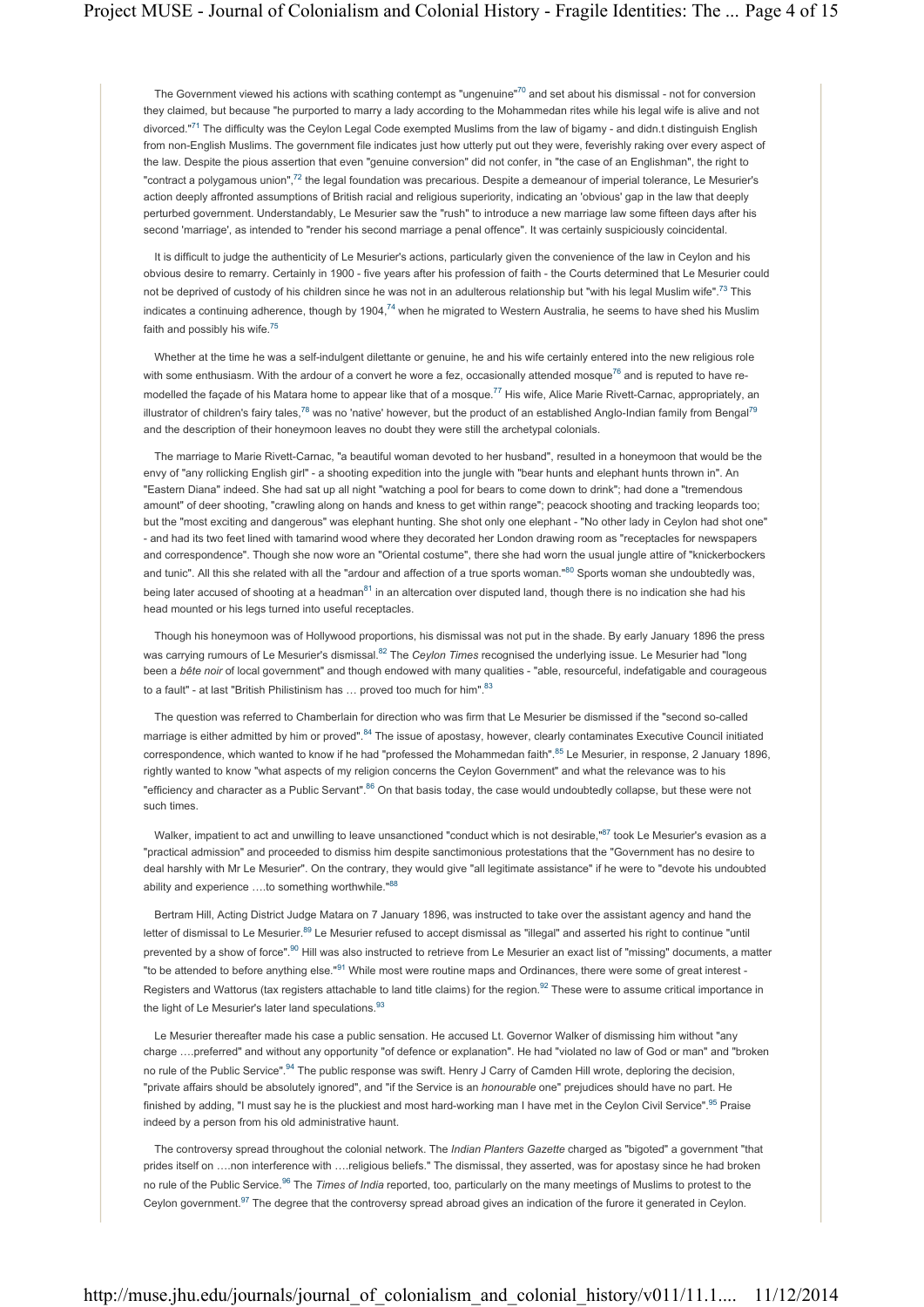The Government viewed his actions with scathing contempt as "ungenuine"[70] and set about his dismissal - not for conversion they claimed, but because "he purported to marry a lady according to the Mohammedan rites while his legal wife is alive and not divorced."[71] The difficulty was the Ceylon Legal Code exempted Muslims from the law of bigamy - and didn.t distinguish English from non-English Muslims. The government file indicates just how utterly put out they were, feverishly raking over every aspect of the law. Despite the pious assertion that even "genuine conversion" did not confer, in "the case of an Englishman", the right to "contract a polygamous union",[72] the legal foundation was precarious. Despite a demeanour of imperial tolerance, Le Mesurier's action deeply affronted assumptions of British racial and religious superiority, indicating an 'obvious' gap in the law that deeply perturbed government. Understandably, Le Mesurier saw the "rush" to introduce a new marriage law some fifteen days after his second 'marriage', as intended to "render his second marriage a penal offence". It was certainly suspiciously coincidental.

It is difficult to judge the authenticity of Le Mesurier's actions, particularly given the convenience of the law in Ceylon and his obvious desire to remarry. Certainly in 1900 - five years after his profession of faith - the Courts determined that Le Mesurier could not be deprived of custody of his children since he was not in an adulterous relationship but "with his legal Muslim wife".[73] This indicates a continuing adherence, though by 1904,[74] when he migrated to Western Australia, he seems to have shed his Muslim faith and possibly his wife.[75]

Whether at the time he was a self-indulgent dilettante or genuine, he and his wife certainly entered into the new religious role with some enthusiasm. With the ardour of a convert he wore a fez, occasionally attended mosque[76] and is reputed to have re-modelled the façade of his Matara home to appear like that of a mosque.[77] His wife, Alice Marie Rivett-Carnac, appropriately, an illustrator of children's fairy tales,[78] was no 'native' however, but the product of an established Anglo-Indian family from Bengal[79] and the description of their honeymoon leaves no doubt they were still the archetypal colonials.

The marriage to Marie Rivett-Carnac, "a beautiful woman devoted to her husband", resulted in a honeymoon that would be the envy of "any rollicking English girl" - a shooting expedition into the jungle with "bear hunts and elephant hunts thrown in". An "Eastern Diana" indeed. She had sat up all night "watching a pool for bears to come down to drink"; had done a "tremendous amount" of deer shooting, "crawling along on hands and kness to get within range"; peacock shooting and tracking leopards too; but the "most exciting and dangerous" was elephant hunting. She shot only one elephant - "No other lady in Ceylon had shot one" - and had its two feet lined with tamarind wood where they decorated her London drawing room as "receptacles for newspapers and correspondence". Though she now wore an "Oriental costume", there she had worn the usual jungle attire of "knickerbockers and tunic". All this she related with all the "ardour and affection of a true sports woman."[80] Sports woman she undoubtedly was, being later accused of shooting at a headman[81] in an altercation over disputed land, though there is no indication she had his head mounted or his legs turned into useful receptacles.

Though his honeymoon was of Hollywood proportions, his dismissal was not put in the shade. By early January 1896 the press was carrying rumours of Le Mesurier's dismissal.[82] The *Ceylon Times* recognised the underlying issue. Le Mesurier had "long been a *bête noir* of local government" and though endowed with many qualities - "able, resourceful, indefatigable and courageous to a fault" - at last "British Philistinism has … proved too much for him".[83]

The question was referred to Chamberlain for direction who was firm that Le Mesurier be dismissed if the "second so-called marriage is either admitted by him or proved".[84] The issue of apostasy, however, clearly contaminates Executive Council initiated correspondence, which wanted to know if he had "professed the Mohammedan faith".[85] Le Mesurier, in response, 2 January 1896, rightly wanted to know "what aspects of my religion concerns the Ceylon Government" and what the relevance was to his "efficiency and character as a Public Servant".[86] On that basis today, the case would undoubtedly collapse, but these were not such times.

Walker, impatient to act and unwilling to leave unsanctioned "conduct which is not desirable,"[87] took Le Mesurier's evasion as a "practical admission" and proceeded to dismiss him despite sanctimonious protestations that the "Government has no desire to deal harshly with Mr Le Mesurier". On the contrary, they would give "all legitimate assistance" if he were to "devote his undoubted ability and experience ….to something worthwhile."[88]

Bertram Hill, Acting District Judge Matara on 7 January 1896, was instructed to take over the assistant agency and hand the letter of dismissal to Le Mesurier.[89] Le Mesurier refused to accept dismissal as "illegal" and asserted his right to continue "until prevented by a show of force".[90] Hill was also instructed to retrieve from Le Mesurier an exact list of "missing" documents, a matter "to be attended to before anything else."[91] While most were routine maps and Ordinances, there were some of great interest - Registers and Wattorus (tax registers attachable to land title claims) for the region.[92] These were to assume critical importance in the light of Le Mesurier's later land speculations.[93]

Le Mesurier thereafter made his case a public sensation. He accused Lt. Governor Walker of dismissing him without "any charge ….preferred" and without any opportunity "of defence or explanation". He had "violated no law of God or man" and "broken no rule of the Public Service".[94] The public response was swift. Henry J Carry of Camden Hill wrote, deploring the decision, "private affairs should be absolutely ignored", and "if the Service is an *honourable* one" prejudices should have no part. He finished by adding, "I must say he is the pluckiest and most hard-working man I have met in the Ceylon Civil Service".[95] Praise indeed by a person from his old administrative haunt.

The controversy spread throughout the colonial network. The *Indian Planters Gazette* charged as "bigoted" a government "that prides itself on ….non interference with ….religious beliefs." The dismissal, they asserted, was for apostasy since he had broken no rule of the Public Service.[96] The *Times of India* reported, too, particularly on the many meetings of Muslims to protest to the Ceylon government.[97] The degree that the controversy spread abroad gives an indication of the furore it generated in Ceylon.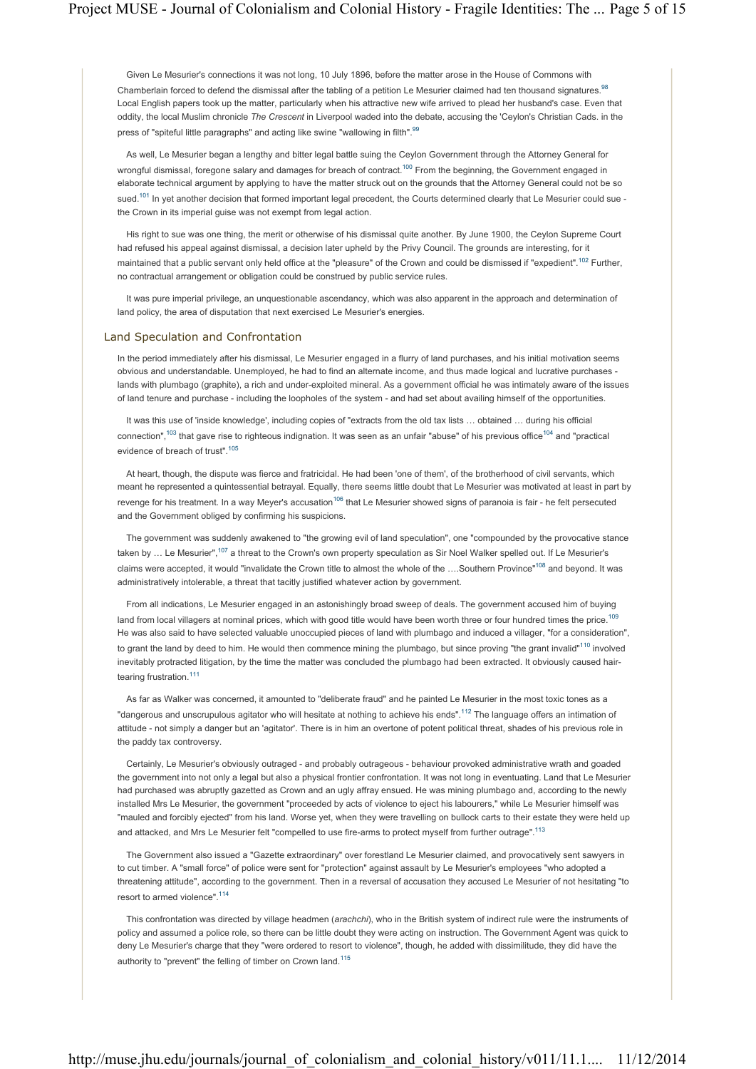Given Le Mesurier's connections it was not long, 10 July 1896, before the matter arose in the House of Commons with Chamberlain forced to defend the dismissal after the tabling of a petition Le Mesurier claimed had ten thousand signatures.[98] Local English papers took up the matter, particularly when his attractive new wife arrived to plead her husband's case. Even that oddity, the local Muslim chronicle *The Crescent* in Liverpool waded into the debate, accusing the 'Ceylon's Christian Cads. in the press of "spiteful little paragraphs" and acting like swine "wallowing in filth".[99]

As well, Le Mesurier began a lengthy and bitter legal battle suing the Ceylon Government through the Attorney General for wrongful dismissal, foregone salary and damages for breach of contract.[100] From the beginning, the Government engaged in elaborate technical argument by applying to have the matter struck out on the grounds that the Attorney General could not be so sued.[101] In yet another decision that formed important legal precedent, the Courts determined clearly that Le Mesurier could sue - the Crown in its imperial guise was not exempt from legal action.

His right to sue was one thing, the merit or otherwise of his dismissal quite another. By June 1900, the Ceylon Supreme Court had refused his appeal against dismissal, a decision later upheld by the Privy Council. The grounds are interesting, for it maintained that a public servant only held office at the "pleasure" of the Crown and could be dismissed if "expedient".[102] Further, no contractual arrangement or obligation could be construed by public service rules.

It was pure imperial privilege, an unquestionable ascendancy, which was also apparent in the approach and determination of land policy, the area of disputation that next exercised Le Mesurier's energies.

## Land Speculation and Confrontation

In the period immediately after his dismissal, Le Mesurier engaged in a flurry of land purchases, and his initial motivation seems obvious and understandable. Unemployed, he had to find an alternate income, and thus made logical and lucrative purchases - lands with plumbago (graphite), a rich and under-exploited mineral. As a government official he was intimately aware of the issues of land tenure and purchase - including the loopholes of the system - and had set about availing himself of the opportunities.

It was this use of 'inside knowledge', including copies of "extracts from the old tax lists … obtained … during his official connection",[103] that gave rise to righteous indignation. It was seen as an unfair "abuse" of his previous office[104] and "practical evidence of breach of trust".[105]

At heart, though, the dispute was fierce and fratricidal. He had been 'one of them', of the brotherhood of civil servants, which meant he represented a quintessential betrayal. Equally, there seems little doubt that Le Mesurier was motivated at least in part by revenge for his treatment. In a way Meyer's accusation[106] that Le Mesurier showed signs of paranoia is fair - he felt persecuted and the Government obliged by confirming his suspicions.

The government was suddenly awakened to "the growing evil of land speculation", one "compounded by the provocative stance taken by … Le Mesurier",[107] a threat to the Crown's own property speculation as Sir Noel Walker spelled out. If Le Mesurier's claims were accepted, it would "invalidate the Crown title to almost the whole of the ….Southern Province"[108] and beyond. It was administratively intolerable, a threat that tacitly justified whatever action by government.

From all indications, Le Mesurier engaged in an astonishingly broad sweep of deals. The government accused him of buying land from local villagers at nominal prices, which with good title would have been worth three or four hundred times the price.[109] He was also said to have selected valuable unoccupied pieces of land with plumbago and induced a villager, "for a consideration", to grant the land by deed to him. He would then commence mining the plumbago, but since proving "the grant invalid"[110] involved inevitably protracted litigation, by the time the matter was concluded the plumbago had been extracted. It obviously caused hair-tearing frustration.[111]

As far as Walker was concerned, it amounted to "deliberate fraud" and he painted Le Mesurier in the most toxic tones as a "dangerous and unscrupulous agitator who will hesitate at nothing to achieve his ends".[112] The language offers an intimation of attitude - not simply a danger but an 'agitator'. There is in him an overtone of potent political threat, shades of his previous role in the paddy tax controversy.

Certainly, Le Mesurier's obviously outraged - and probably outrageous - behaviour provoked administrative wrath and goaded the government into not only a legal but also a physical frontier confrontation. It was not long in eventuating. Land that Le Mesurier had purchased was abruptly gazetted as Crown and an ugly affray ensued. He was mining plumbago and, according to the newly installed Mrs Le Mesurier, the government "proceeded by acts of violence to eject his labourers," while Le Mesurier himself was "mauled and forcibly ejected" from his land. Worse yet, when they were travelling on bullock carts to their estate they were held up and attacked, and Mrs Le Mesurier felt "compelled to use fire-arms to protect myself from further outrage".[113]

The Government also issued a "Gazette extraordinary" over forestland Le Mesurier claimed, and provocatively sent sawyers in to cut timber. A "small force" of police were sent for "protection" against assault by Le Mesurier's employees "who adopted a threatening attitude", according to the government. Then in a reversal of accusation they accused Le Mesurier of not hesitating "to resort to armed violence".[114]

This confrontation was directed by village headmen (*arachchi*), who in the British system of indirect rule were the instruments of policy and assumed a police role, so there can be little doubt they were acting on instruction. The Government Agent was quick to deny Le Mesurier's charge that they "were ordered to resort to violence", though, he added with dissimilitude, they did have the authority to "prevent" the felling of timber on Crown land.[115]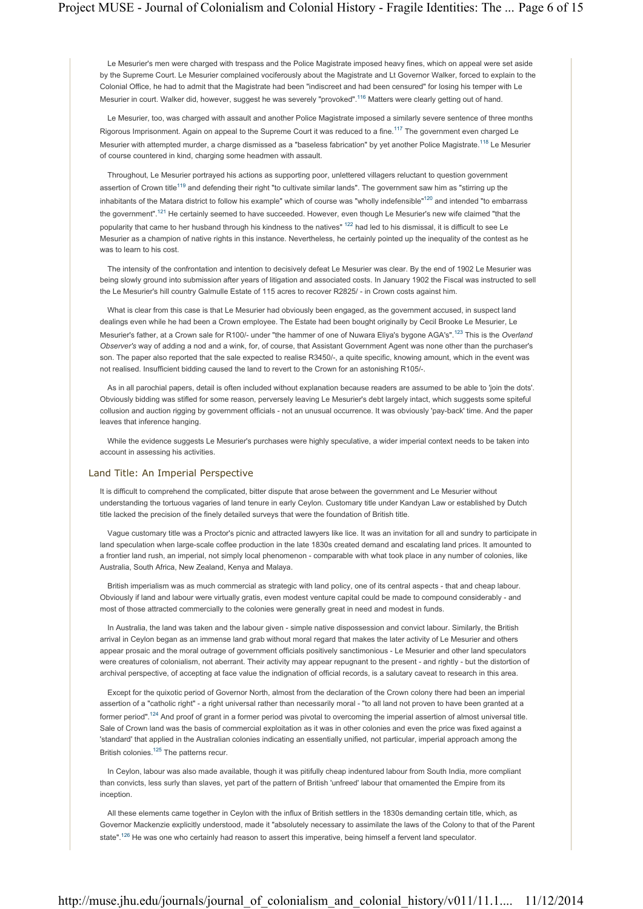Le Mesurier's men were charged with trespass and the Police Magistrate imposed heavy fines, which on appeal were set aside by the Supreme Court. Le Mesurier complained vociferously about the Magistrate and Lt Governor Walker, forced to explain to the Colonial Office, he had to admit that the Magistrate had been "indiscreet and had been censured" for losing his temper with Le Mesurier in court. Walker did, however, suggest he was severely "provoked".[116] Matters were clearly getting out of hand.

Le Mesurier, too, was charged with assault and another Police Magistrate imposed a similarly severe sentence of three months Rigorous Imprisonment. Again on appeal to the Supreme Court it was reduced to a fine.[117] The government even charged Le Mesurier with attempted murder, a charge dismissed as a "baseless fabrication" by yet another Police Magistrate.[118] Le Mesurier of course countered in kind, charging some headmen with assault.

Throughout, Le Mesurier portrayed his actions as supporting poor, unlettered villagers reluctant to question government assertion of Crown title[119] and defending their right "to cultivate similar lands". The government saw him as "stirring up the inhabitants of the Matara district to follow his example" which of course was "wholly indefensible"[120] and intended "to embarrass the government".[121] He certainly seemed to have succeeded. However, even though Le Mesurier's new wife claimed "that the popularity that came to her husband through his kindness to the natives" [122] had led to his dismissal, it is difficult to see Le Mesurier as a champion of native rights in this instance. Nevertheless, he certainly pointed up the inequality of the contest as he was to learn to his cost.

The intensity of the confrontation and intention to decisively defeat Le Mesurier was clear. By the end of 1902 Le Mesurier was being slowly ground into submission after years of litigation and associated costs. In January 1902 the Fiscal was instructed to sell the Le Mesurier's hill country Galmulle Estate of 115 acres to recover R2825/ - in Crown costs against him.

What is clear from this case is that Le Mesurier had obviously been engaged, as the government accused, in suspect land dealings even while he had been a Crown employee. The Estate had been bought originally by Cecil Brooke Le Mesurier, Le Mesurier's father, at a Crown sale for R100/- under "the hammer of one of Nuwara Eliya's bygone AGA's".[123] This is the *Overland Observer's* way of adding a nod and a wink, for, of course, that Assistant Government Agent was none other than the purchaser's son. The paper also reported that the sale expected to realise R3450/-, a quite specific, knowing amount, which in the event was not realised. Insufficient bidding caused the land to revert to the Crown for an astonishing R105/-.

As in all parochial papers, detail is often included without explanation because readers are assumed to be able to 'join the dots'. Obviously bidding was stifled for some reason, perversely leaving Le Mesurier's debt largely intact, which suggests some spiteful collusion and auction rigging by government officials - not an unusual occurrence. It was obviously 'pay-back' time. And the paper leaves that inference hanging.

While the evidence suggests Le Mesurier's purchases were highly speculative, a wider imperial context needs to be taken into account in assessing his activities.

## Land Title: An Imperial Perspective

It is difficult to comprehend the complicated, bitter dispute that arose between the government and Le Mesurier without understanding the tortuous vagaries of land tenure in early Ceylon. Customary title under Kandyan Law or established by Dutch title lacked the precision of the finely detailed surveys that were the foundation of British title.

Vague customary title was a Proctor's picnic and attracted lawyers like lice. It was an invitation for all and sundry to participate in land speculation when large-scale coffee production in the late 1830s created demand and escalating land prices. It amounted to a frontier land rush, an imperial, not simply local phenomenon - comparable with what took place in any number of colonies, like Australia, South Africa, New Zealand, Kenya and Malaya.

British imperialism was as much commercial as strategic with land policy, one of its central aspects - that and cheap labour. Obviously if land and labour were virtually gratis, even modest venture capital could be made to compound considerably - and most of those attracted commercially to the colonies were generally great in need and modest in funds.

In Australia, the land was taken and the labour given - simple native dispossession and convict labour. Similarly, the British arrival in Ceylon began as an immense land grab without moral regard that makes the later activity of Le Mesurier and others appear prosaic and the moral outrage of government officials positively sanctimonious - Le Mesurier and other land speculators were creatures of colonialism, not aberrant. Their activity may appear repugnant to the present - and rightly - but the distortion of archival perspective, of accepting at face value the indignation of official records, is a salutary caveat to research in this area.

Except for the quixotic period of Governor North, almost from the declaration of the Crown colony there had been an imperial assertion of a "catholic right" - a right universal rather than necessarily moral - "to all land not proven to have been granted at a former period".[124] And proof of grant in a former period was pivotal to overcoming the imperial assertion of almost universal title. Sale of Crown land was the basis of commercial exploitation as it was in other colonies and even the price was fixed against a 'standard' that applied in the Australian colonies indicating an essentially unified, not particular, imperial approach among the British colonies.[125] The patterns recur.

In Ceylon, labour was also made available, though it was pitifully cheap indentured labour from South India, more compliant than convicts, less surly than slaves, yet part of the pattern of British 'unfreed' labour that ornamented the Empire from its inception.

All these elements came together in Ceylon with the influx of British settlers in the 1830s demanding certain title, which, as Governor Mackenzie explicitly understood, made it "absolutely necessary to assimilate the laws of the Colony to that of the Parent state".[126] He was one who certainly had reason to assert this imperative, being himself a fervent land speculator.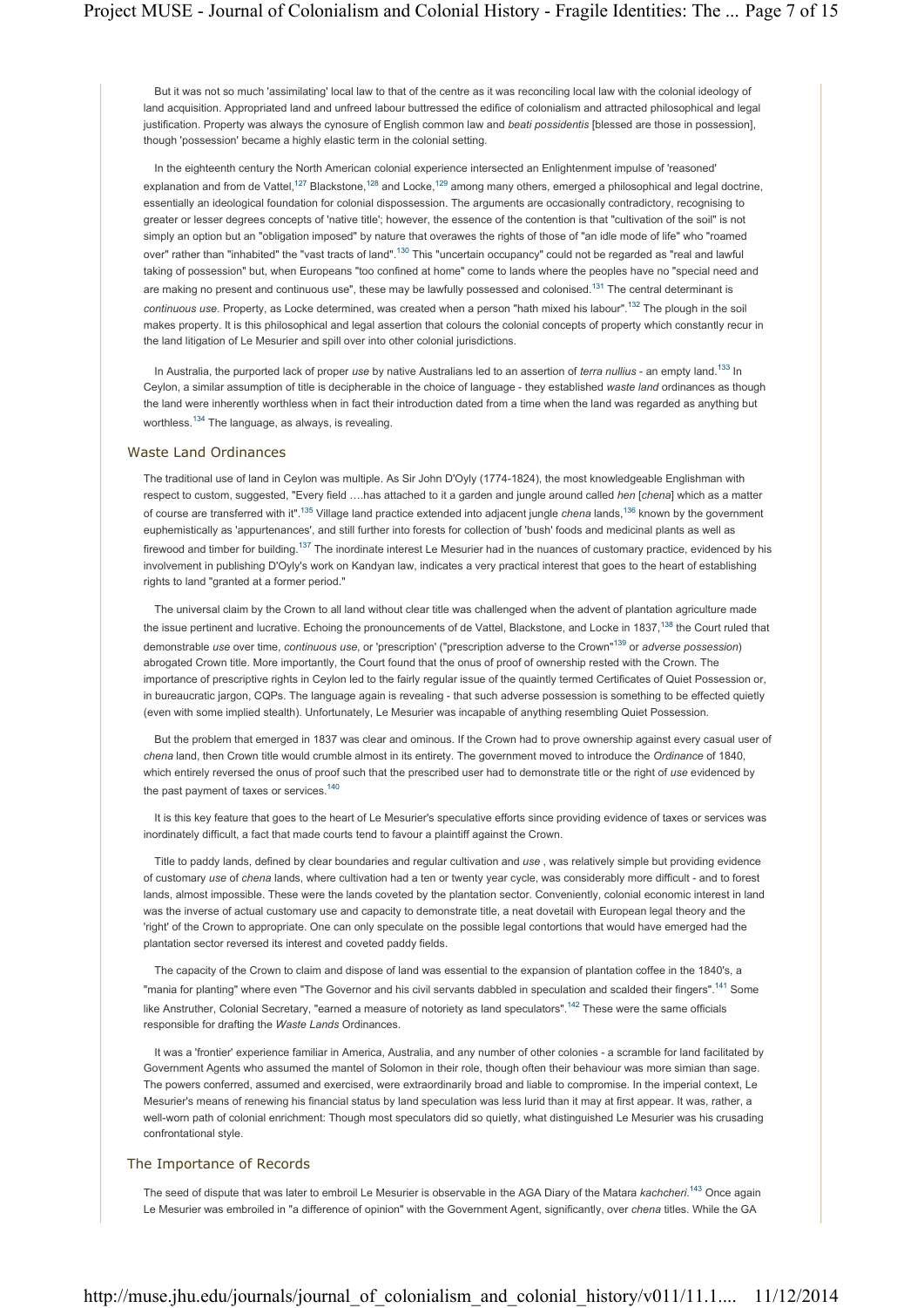But it was not so much 'assimilating' local law to that of the centre as it was reconciling local law with the colonial ideology of land acquisition. Appropriated land and unfreed labour buttressed the edifice of colonialism and attracted philosophical and legal justification. Property was always the cynosure of English common law and *beati possidentis* [blessed are those in possession], though 'possession' became a highly elastic term in the colonial setting.

In the eighteenth century the North American colonial experience intersected an Enlightenment impulse of 'reasoned' explanation and from de Vattel,[127] Blackstone,[128] and Locke,[129] among many others, emerged a philosophical and legal doctrine, essentially an ideological foundation for colonial dispossession. The arguments are occasionally contradictory, recognising to greater or lesser degrees concepts of 'native title'; however, the essence of the contention is that "cultivation of the soil" is not simply an option but an "obligation imposed" by nature that overawes the rights of those of "an idle mode of life" who "roamed over" rather than "inhabited" the "vast tracts of land".[130] This "uncertain occupancy" could not be regarded as "real and lawful taking of possession" but, when Europeans "too confined at home" come to lands where the peoples have no "special need and are making no present and continuous use", these may be lawfully possessed and colonised.[131] The central determinant is *continuous use*. Property, as Locke determined, was created when a person "hath mixed his labour".[132] The plough in the soil makes property. It is this philosophical and legal assertion that colours the colonial concepts of property which constantly recur in the land litigation of Le Mesurier and spill over into other colonial jurisdictions.

In Australia, the purported lack of proper *use* by native Australians led to an assertion of *terra nullius* - an empty land.[133] In Ceylon, a similar assumption of title is decipherable in the choice of language - they established *waste land* ordinances as though the land were inherently worthless when in fact their introduction dated from a time when the land was regarded as anything but worthless.[134] The language, as always, is revealing.

## Waste Land Ordinances

The traditional use of land in Ceylon was multiple. As Sir John D'Oyly (1774-1824), the most knowledgeable Englishman with respect to custom, suggested, "Every field ….has attached to it a garden and jungle around called *hen* [*chena*] which as a matter of course are transferred with it".[135] Village land practice extended into adjacent jungle *chena* lands,[136] known by the government euphemistically as 'appurtenances', and still further into forests for collection of 'bush' foods and medicinal plants as well as firewood and timber for building.[137] The inordinate interest Le Mesurier had in the nuances of customary practice, evidenced by his involvement in publishing D'Oyly's work on Kandyan law, indicates a very practical interest that goes to the heart of establishing rights to land "granted at a former period."

The universal claim by the Crown to all land without clear title was challenged when the advent of plantation agriculture made the issue pertinent and lucrative. Echoing the pronouncements of de Vattel, Blackstone, and Locke in 1837,[138] the Court ruled that demonstrable *use* over time, *continuous use*, or 'prescription' ("prescription adverse to the Crown"[139] or *adverse possession*) abrogated Crown title. More importantly, the Court found that the onus of proof of ownership rested with the Crown. The importance of prescriptive rights in Ceylon led to the fairly regular issue of the quaintly termed Certificates of Quiet Possession or, in bureaucratic jargon, CQPs. The language again is revealing - that such adverse possession is something to be effected quietly (even with some implied stealth). Unfortunately, Le Mesurier was incapable of anything resembling Quiet Possession.

But the problem that emerged in 1837 was clear and ominous. If the Crown had to prove ownership against every casual user of *chena* land, then Crown title would crumble almost in its entirety. The government moved to introduce the *Ordinance* of 1840, which entirely reversed the onus of proof such that the prescribed user had to demonstrate title or the right of *use* evidenced by the past payment of taxes or services.[140]

It is this key feature that goes to the heart of Le Mesurier's speculative efforts since providing evidence of taxes or services was inordinately difficult, a fact that made courts tend to favour a plaintiff against the Crown.

Title to paddy lands, defined by clear boundaries and regular cultivation and *use* , was relatively simple but providing evidence of customary *use* of *chena* lands, where cultivation had a ten or twenty year cycle, was considerably more difficult - and to forest lands, almost impossible. These were the lands coveted by the plantation sector. Conveniently, colonial economic interest in land was the inverse of actual customary use and capacity to demonstrate title, a neat dovetail with European legal theory and the 'right' of the Crown to appropriate. One can only speculate on the possible legal contortions that would have emerged had the plantation sector reversed its interest and coveted paddy fields.

The capacity of the Crown to claim and dispose of land was essential to the expansion of plantation coffee in the 1840's, a "mania for planting" where even "The Governor and his civil servants dabbled in speculation and scalded their fingers".[141] Some like Anstruther, Colonial Secretary, "earned a measure of notoriety as land speculators".[142] These were the same officials responsible for drafting the *Waste Lands* Ordinances.

It was a 'frontier' experience familiar in America, Australia, and any number of other colonies - a scramble for land facilitated by Government Agents who assumed the mantel of Solomon in their role, though often their behaviour was more simian than sage. The powers conferred, assumed and exercised, were extraordinarily broad and liable to compromise. In the imperial context, Le Mesurier's means of renewing his financial status by land speculation was less lurid than it may at first appear. It was, rather, a well-worn path of colonial enrichment: Though most speculators did so quietly, what distinguished Le Mesurier was his crusading confrontational style.

## The Importance of Records

The seed of dispute that was later to embroil Le Mesurier is observable in the AGA Diary of the Matara *kachcheri*.[143] Once again Le Mesurier was embroiled in "a difference of opinion" with the Government Agent, significantly, over *chena* titles. While the GA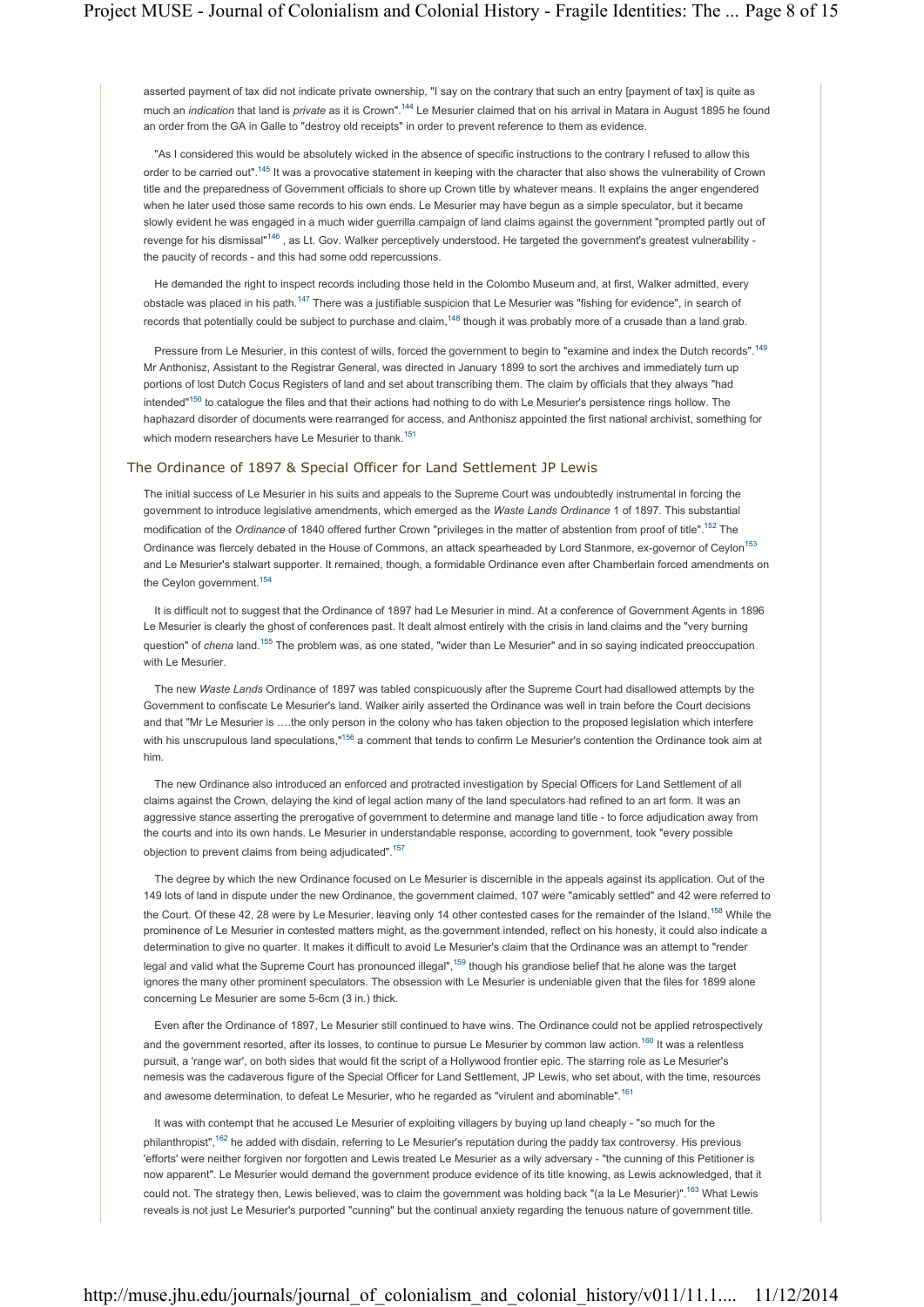asserted payment of tax did not indicate private ownership, "I say on the contrary that such an entry [payment of tax] is quite as much an *indication* that land is *private* as it is Crown".[144] Le Mesurier claimed that on his arrival in Matara in August 1895 he found an order from the GA in Galle to "destroy old receipts" in order to prevent reference to them as evidence.

"As I considered this would be absolutely wicked in the absence of specific instructions to the contrary I refused to allow this order to be carried out".[145] It was a provocative statement in keeping with the character that also shows the vulnerability of Crown title and the preparedness of Government officials to shore up Crown title by whatever means. It explains the anger engendered when he later used those same records to his own ends. Le Mesurier may have begun as a simple speculator, but it became slowly evident he was engaged in a much wider guerrilla campaign of land claims against the government "prompted partly out of revenge for his dismissal"[146] , as Lt. Gov. Walker perceptively understood. He targeted the government's greatest vulnerability - the paucity of records - and this had some odd repercussions.

He demanded the right to inspect records including those held in the Colombo Museum and, at first, Walker admitted, every obstacle was placed in his path.[147] There was a justifiable suspicion that Le Mesurier was "fishing for evidence", in search of records that potentially could be subject to purchase and claim,[148] though it was probably more of a crusade than a land grab.

Pressure from Le Mesurier, in this contest of wills, forced the government to begin to "examine and index the Dutch records".[149] Mr Anthonisz, Assistant to the Registrar General, was directed in January 1899 to sort the archives and immediately turn up portions of lost Dutch Cocus Registers of land and set about transcribing them. The claim by officials that they always "had intended"[150] to catalogue the files and that their actions had nothing to do with Le Mesurier's persistence rings hollow. The haphazard disorder of documents were rearranged for access, and Anthonisz appointed the first national archivist, something for which modern researchers have Le Mesurier to thank.[151]

## The Ordinance of 1897 & Special Officer for Land Settlement JP Lewis

The initial success of Le Mesurier in his suits and appeals to the Supreme Court was undoubtedly instrumental in forcing the government to introduce legislative amendments, which emerged as the *Waste Lands Ordinance* 1 of 1897. This substantial modification of the *Ordinance* of 1840 offered further Crown "privileges in the matter of abstention from proof of title".[152] The Ordinance was fiercely debated in the House of Commons, an attack spearheaded by Lord Stanmore, ex-governor of Ceylon[153] and Le Mesurier's stalwart supporter. It remained, though, a formidable Ordinance even after Chamberlain forced amendments on the Ceylon government.[154]

It is difficult not to suggest that the Ordinance of 1897 had Le Mesurier in mind. At a conference of Government Agents in 1896 Le Mesurier is clearly the ghost of conferences past. It dealt almost entirely with the crisis in land claims and the "very burning question" of *chena* land.[155] The problem was, as one stated, "wider than Le Mesurier" and in so saying indicated preoccupation with Le Mesurier.

The new *Waste Lands* Ordinance of 1897 was tabled conspicuously after the Supreme Court had disallowed attempts by the Government to confiscate Le Mesurier's land. Walker airily asserted the Ordinance was well in train before the Court decisions and that "Mr Le Mesurier is ….the only person in the colony who has taken objection to the proposed legislation which interfere with his unscrupulous land speculations,"[156] a comment that tends to confirm Le Mesurier's contention the Ordinance took aim at him.

The new Ordinance also introduced an enforced and protracted investigation by Special Officers for Land Settlement of all claims against the Crown, delaying the kind of legal action many of the land speculators had refined to an art form. It was an aggressive stance asserting the prerogative of government to determine and manage land title - to force adjudication away from the courts and into its own hands. Le Mesurier in understandable response, according to government, took "every possible objection to prevent claims from being adjudicated".[157]

The degree by which the new Ordinance focused on Le Mesurier is discernible in the appeals against its application. Out of the 149 lots of land in dispute under the new Ordinance, the government claimed, 107 were "amicably settled" and 42 were referred to the Court. Of these 42, 28 were by Le Mesurier, leaving only 14 other contested cases for the remainder of the Island.[158] While the prominence of Le Mesurier in contested matters might, as the government intended, reflect on his honesty, it could also indicate a determination to give no quarter. It makes it difficult to avoid Le Mesurier's claim that the Ordinance was an attempt to "render legal and valid what the Supreme Court has pronounced illegal",[159] though his grandiose belief that he alone was the target ignores the many other prominent speculators. The obsession with Le Mesurier is undeniable given that the files for 1899 alone concerning Le Mesurier are some 5-6cm (3 in.) thick.

Even after the Ordinance of 1897, Le Mesurier still continued to have wins. The Ordinance could not be applied retrospectively and the government resorted, after its losses, to continue to pursue Le Mesurier by common law action.[160] It was a relentless pursuit, a 'range war', on both sides that would fit the script of a Hollywood frontier epic. The starring role as Le Mesurier's nemesis was the cadaverous figure of the Special Officer for Land Settlement, JP Lewis, who set about, with the time, resources and awesome determination, to defeat Le Mesurier, who he regarded as "virulent and abominable".[161]

It was with contempt that he accused Le Mesurier of exploiting villagers by buying up land cheaply - "so much for the philanthropist",[162] he added with disdain, referring to Le Mesurier's reputation during the paddy tax controversy. His previous 'efforts' were neither forgiven nor forgotten and Lewis treated Le Mesurier as a wily adversary - "the cunning of this Petitioner is now apparent". Le Mesurier would demand the government produce evidence of its title knowing, as Lewis acknowledged, that it could not. The strategy then, Lewis believed, was to claim the government was holding back "(a la Le Mesurier)".[163] What Lewis reveals is not just Le Mesurier's purported "cunning" but the continual anxiety regarding the tenuous nature of government title.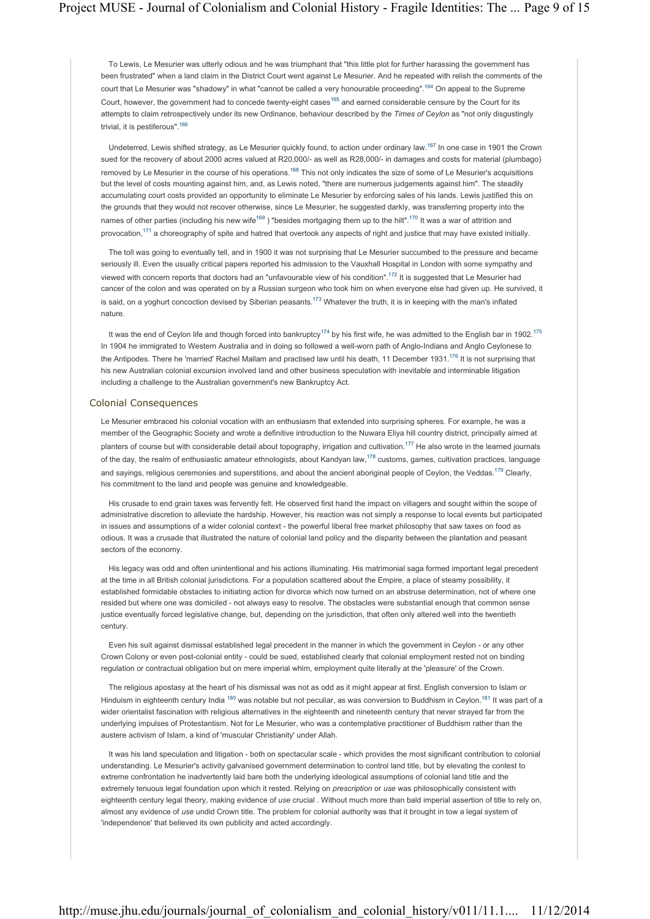To Lewis, Le Mesurier was utterly odious and he was triumphant that "this little plot for further harassing the government has been frustrated" when a land claim in the District Court went against Le Mesurier. And he repeated with relish the comments of the court that Le Mesurier was "shadowy" in what "cannot be called a very honourable proceeding".[164] On appeal to the Supreme Court, however, the government had to concede twenty-eight cases[165] and earned considerable censure by the Court for its attempts to claim retrospectively under its new Ordinance, behaviour described by the *Times of Ceylon* as "not only disgustingly trivial, it is pestiferous".[166]

Undeterred, Lewis shifted strategy, as Le Mesurier quickly found, to action under ordinary law.[167] In one case in 1901 the Crown sued for the recovery of about 2000 acres valued at R20,000/- as well as R28,000/- in damages and costs for material (plumbago) removed by Le Mesurier in the course of his operations.[168] This not only indicates the size of some of Le Mesurier's acquisitions but the level of costs mounting against him, and, as Lewis noted, "there are numerous judgements against him". The steadily accumulating court costs provided an opportunity to eliminate Le Mesurier by enforcing sales of his lands. Lewis justified this on the grounds that they would not recover otherwise, since Le Mesurier, he suggested darkly, was transferring property into the names of other parties (including his new wife[169] ) "besides mortgaging them up to the hilt".[170] It was a war of attrition and provocation,[171] a choreography of spite and hatred that overtook any aspects of right and justice that may have existed initially.

The toll was going to eventually tell, and in 1900 it was not surprising that Le Mesurier succumbed to the pressure and became seriously ill. Even the usually critical papers reported his admission to the Vauxhall Hospital in London with some sympathy and viewed with concern reports that doctors had an "unfavourable view of his condition".[172] It is suggested that Le Mesurier had cancer of the colon and was operated on by a Russian surgeon who took him on when everyone else had given up. He survived, it is said, on a yoghurt concoction devised by Siberian peasants.[173] Whatever the truth, it is in keeping with the man's inflated nature.

It was the end of Ceylon life and though forced into bankruptcy[174] by his first wife, he was admitted to the English bar in 1902.[175] In 1904 he immigrated to Western Australia and in doing so followed a well-worn path of Anglo-Indians and Anglo Ceylonese to the Antipodes. There he 'married' Rachel Mallam and practised law until his death, 11 December 1931.[176] It is not surprising that his new Australian colonial excursion involved land and other business speculation with inevitable and interminable litigation including a challenge to the Australian government's new Bankruptcy Act.

## Colonial Consequences

Le Mesurier embraced his colonial vocation with an enthusiasm that extended into surprising spheres. For example, he was a member of the Geographic Society and wrote a definitive introduction to the Nuwara Eliya hill country district, principally aimed at planters of course but with considerable detail about topography, irrigation and cultivation.[177] He also wrote in the learned journals of the day, the realm of enthusiastic amateur ethnologists, about Kandyan law,[178] customs, games, cultivation practices, language and sayings, religious ceremonies and superstitions, and about the ancient aboriginal people of Ceylon, the Veddas.[179] Clearly, his commitment to the land and people was genuine and knowledgeable.

His crusade to end grain taxes was fervently felt. He observed first hand the impact on villagers and sought within the scope of administrative discretion to alleviate the hardship. However, his reaction was not simply a response to local events but participated in issues and assumptions of a wider colonial context - the powerful liberal free market philosophy that saw taxes on food as odious. It was a crusade that illustrated the nature of colonial land policy and the disparity between the plantation and peasant sectors of the economy.

His legacy was odd and often unintentional and his actions illuminating. His matrimonial saga formed important legal precedent at the time in all British colonial jurisdictions. For a population scattered about the Empire, a place of steamy possibility, it established formidable obstacles to initiating action for divorce which now turned on an abstruse determination, not of where one resided but where one was domiciled - not always easy to resolve. The obstacles were substantial enough that common sense justice eventually forced legislative change, but, depending on the jurisdiction, that often only altered well into the twentieth century.

Even his suit against dismissal established legal precedent in the manner in which the government in Ceylon - or any other Crown Colony or even post-colonial entity - could be sued, established clearly that colonial employment rested not on binding regulation or contractual obligation but on mere imperial whim, employment quite literally at the 'pleasure' of the Crown.

The religious apostasy at the heart of his dismissal was not as odd as it might appear at first. English conversion to Islam or Hinduism in eighteenth century India [180] was notable but not peculiar, as was conversion to Buddhism in Ceylon.[181] It was part of a wider orientalist fascination with religious alternatives in the eighteenth and nineteenth century that never strayed far from the underlying impulses of Protestantism. Not for Le Mesurier, who was a contemplative practitioner of Buddhism rather than the austere activism of Islam, a kind of 'muscular Christianity' under Allah.

It was his land speculation and litigation - both on spectacular scale - which provides the most significant contribution to colonial understanding. Le Mesurier's activity galvanised government determination to control land title, but by elevating the contest to extreme confrontation he inadvertently laid bare both the underlying ideological assumptions of colonial land title and the extremely tenuous legal foundation upon which it rested. Relying on *prescription* or *use* was philosophically consistent with eighteenth century legal theory, making evidence of *use* crucial . Without much more than bald imperial assertion of title to rely on, almost any evidence of *use* undid Crown title. The problem for colonial authority was that it brought in tow a legal system of 'independence' that believed its own publicity and acted accordingly.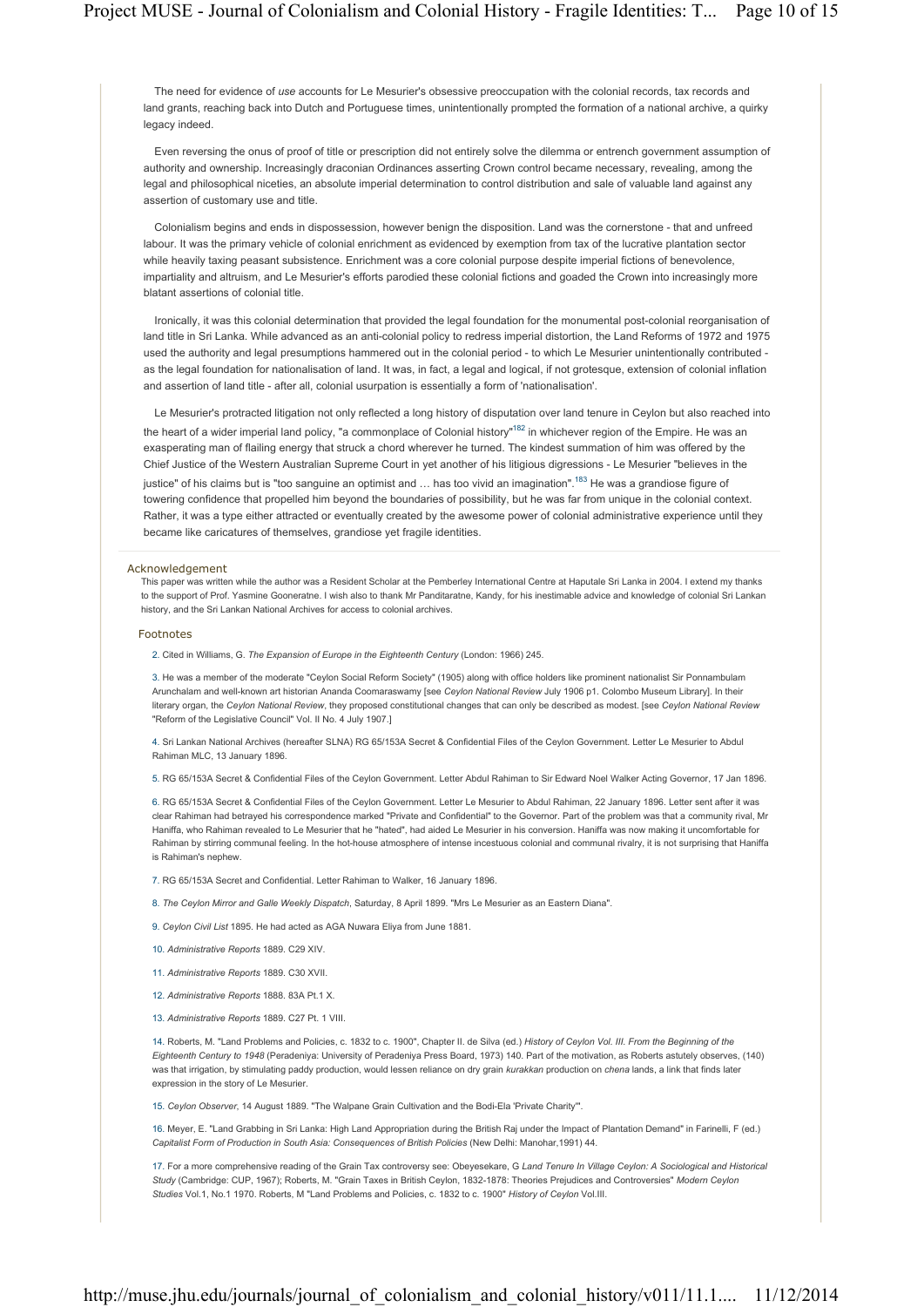The need for evidence of *use* accounts for Le Mesurier's obsessive preoccupation with the colonial records, tax records and land grants, reaching back into Dutch and Portuguese times, unintentionally prompted the formation of a national archive, a quirky legacy indeed.

Even reversing the onus of proof of title or prescription did not entirely solve the dilemma or entrench government assumption of authority and ownership. Increasingly draconian Ordinances asserting Crown control became necessary, revealing, among the legal and philosophical niceties, an absolute imperial determination to control distribution and sale of valuable land against any assertion of customary use and title.

Colonialism begins and ends in dispossession, however benign the disposition. Land was the cornerstone - that and unfreed labour. It was the primary vehicle of colonial enrichment as evidenced by exemption from tax of the lucrative plantation sector while heavily taxing peasant subsistence. Enrichment was a core colonial purpose despite imperial fictions of benevolence, impartiality and altruism, and Le Mesurier's efforts parodied these colonial fictions and goaded the Crown into increasingly more blatant assertions of colonial title.

Ironically, it was this colonial determination that provided the legal foundation for the monumental post-colonial reorganisation of land title in Sri Lanka. While advanced as an anti-colonial policy to redress imperial distortion, the Land Reforms of 1972 and 1975 used the authority and legal presumptions hammered out in the colonial period - to which Le Mesurier unintentionally contributed - as the legal foundation for nationalisation of land. It was, in fact, a legal and logical, if not grotesque, extension of colonial inflation and assertion of land title - after all, colonial usurpation is essentially a form of 'nationalisation'.

Le Mesurier's protracted litigation not only reflected a long history of disputation over land tenure in Ceylon but also reached into the heart of a wider imperial land policy, "a commonplace of Colonial history"[182] in whichever region of the Empire. He was an exasperating man of flailing energy that struck a chord wherever he turned. The kindest summation of him was offered by the Chief Justice of the Western Australian Supreme Court in yet another of his litigious digressions - Le Mesurier "believes in the justice" of his claims but is "too sanguine an optimist and … has too vivid an imagination".[183] He was a grandiose figure of towering confidence that propelled him beyond the boundaries of possibility, but he was far from unique in the colonial context. Rather, it was a type either attracted or eventually created by the awesome power of colonial administrative experience until they became like caricatures of themselves, grandiose yet fragile identities.

## Acknowledgement

This paper was written while the author was a Resident Scholar at the Pemberley International Centre at Haputale Sri Lanka in 2004. I extend my thanks to the support of Prof. Yasmine Gooneratne. I wish also to thank Mr Panditaratne, Kandy, for his inestimable advice and knowledge of colonial Sri Lankan history, and the Sri Lankan National Archives for access to colonial archives.

## Footnotes

2. Cited in Williams, G. *The Expansion of Europe in the Eighteenth Century* (London: 1966) 245.

3. He was a member of the moderate "Ceylon Social Reform Society" (1905) along with office holders like prominent nationalist Sir Ponnambulam Arunchalam and well-known art historian Ananda Coomaraswamy [see *Ceylon National Review* July 1906 p1. Colombo Museum Library]. In their literary organ, the *Ceylon National Review*, they proposed constitutional changes that can only be described as modest. [see *Ceylon National Review* "Reform of the Legislative Council" Vol. II No. 4 July 1907.]

4. Sri Lankan National Archives (hereafter SLNA) RG 65/153A Secret & Confidential Files of the Ceylon Government. Letter Le Mesurier to Abdul Rahiman MLC, 13 January 1896.

5. RG 65/153A Secret & Confidential Files of the Ceylon Government. Letter Abdul Rahiman to Sir Edward Noel Walker Acting Governor, 17 Jan 1896.

6. RG 65/153A Secret & Confidential Files of the Ceylon Government. Letter Le Mesurier to Abdul Rahiman, 22 January 1896. Letter sent after it was clear Rahiman had betrayed his correspondence marked "Private and Confidential" to the Governor. Part of the problem was that a community rival, Mr Haniffa, who Rahiman revealed to Le Mesurier that he "hated", had aided Le Mesurier in his conversion. Haniffa was now making it uncomfortable for Rahiman by stirring communal feeling. In the hot-house atmosphere of intense incestuous colonial and communal rivalry, it is not surprising that Haniffa is Rahiman's nephew.

7. RG 65/153A Secret and Confidential. Letter Rahiman to Walker, 16 January 1896.

8. *The Ceylon Mirror and Galle Weekly Dispatch*, Saturday, 8 April 1899. "Mrs Le Mesurier as an Eastern Diana".

9. *Ceylon Civil List* 1895. He had acted as AGA Nuwara Eliya from June 1881.

10. *Administrative Reports* 1889. C29 XIV.

11. *Administrative Reports* 1889. C30 XVII.

12. *Administrative Reports* 1888. 83A Pt.1 X.

13. *Administrative Reports* 1889. C27 Pt. 1 VIII.

14. Roberts, M. "Land Problems and Policies, c. 1832 to c. 1900", Chapter II. de Silva (ed.) *History of Ceylon Vol. III. From the Beginning of the Eighteenth Century to 1948* (Peradeniya: University of Peradeniya Press Board, 1973) 140. Part of the motivation, as Roberts astutely observes, (140) was that irrigation, by stimulating paddy production, would lessen reliance on dry grain *kurakkan* production on *chena* lands, a link that finds later expression in the story of Le Mesurier.

15. *Ceylon Observer*, 14 August 1889. "The Walpane Grain Cultivation and the Bodi-Ela 'Private Charity'".

16. Meyer, E. "Land Grabbing in Sri Lanka: High Land Appropriation during the British Raj under the Impact of Plantation Demand" in Farinelli, F (ed.) *Capitalist Form of Production in South Asia: Consequences of British Policies* (New Delhi: Manohar,1991) 44.

17. For a more comprehensive reading of the Grain Tax controversy see: Obeyesekare, G *Land Tenure In Village Ceylon: A Sociological and Historical Study* (Cambridge: CUP, 1967); Roberts, M. "Grain Taxes in British Ceylon, 1832-1878: Theories Prejudices and Controversies" *Modern Ceylon Studies* Vol.1, No.1 1970. Roberts, M "Land Problems and Policies, c. 1832 to c. 1900" *History of Ceylon* Vol.III.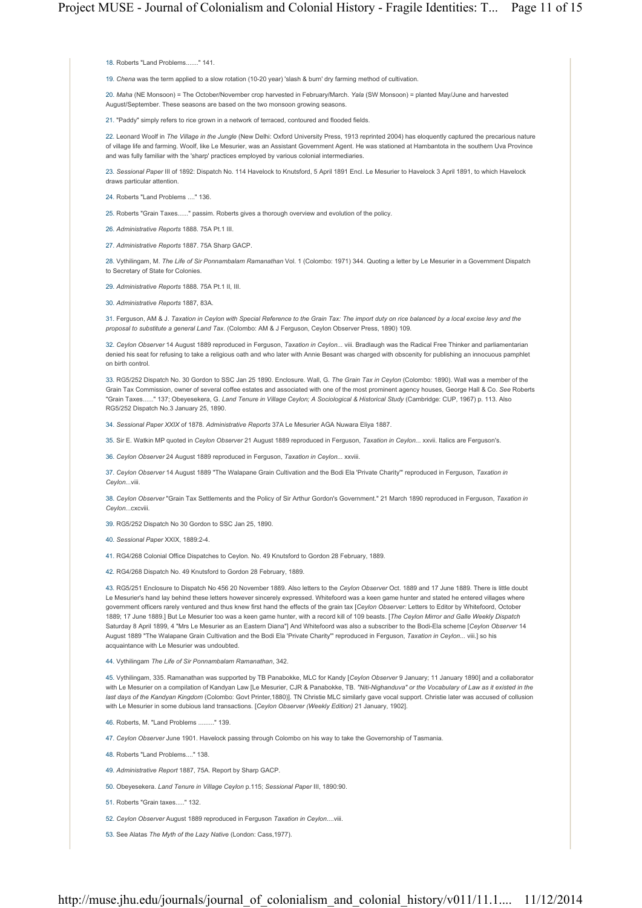18. Roberts "Land Problems......." 141.

19. *Chena* was the term applied to a slow rotation (10-20 year) 'slash & burn' dry farming method of cultivation.

20. *Maha* (NE Monsoon) = The October/November crop harvested in February/March. *Yala* (SW Monsoon) = planted May/June and harvested August/September. These seasons are based on the two monsoon growing seasons.

21. "Paddy" simply refers to rice grown in a network of terraced, contoured and flooded fields.

22. Leonard Woolf in *The Village in the Jungle* (New Delhi: Oxford University Press, 1913 reprinted 2004) has eloquently captured the precarious nature of village life and farming. Woolf, like Le Mesurier, was an Assistant Government Agent. He was stationed at Hambantota in the southern Uva Province and was fully familiar with the 'sharp' practices employed by various colonial intermediaries.

23. *Sessional Paper* III of 1892: Dispatch No. 114 Havelock to Knutsford, 5 April 1891 Encl. Le Mesurier to Havelock 3 April 1891, to which Havelock draws particular attention.

24. Roberts "Land Problems ...." 136.

25. Roberts "Grain Taxes......" passim. Roberts gives a thorough overview and evolution of the policy.

26. *Administrative Reports* 1888. 75A Pt.1 III.

27. *Administrative Reports* 1887. 75A Sharp GACP.

28. Vythilingam, M. *The Life of Sir Ponnambalam Ramanathan* Vol. 1 (Colombo: 1971) 344. Quoting a letter by Le Mesurier in a Government Dispatch to Secretary of State for Colonies.

29. *Administrative Reports* 1888. 75A Pt.1 II, III.

30. *Administrative Reports* 1887, 83A.

31. Ferguson, AM & J. *Taxation in Ceylon with Special Reference to the Grain Tax: The import duty on rice balanced by a local excise levy and the proposal to substitute a general Land Tax*. (Colombo: AM & J Ferguson, Ceylon Observer Press, 1890) 109.

32. *Ceylon Observer* 14 August 1889 reproduced in Ferguson, *Taxation in Ceylon...* viii. Bradlaugh was the Radical Free Thinker and parliamentarian denied his seat for refusing to take a religious oath and who later with Annie Besant was charged with obscenity for publishing an innocuous pamphlet on birth control.

33. RG5/252 Dispatch No. 30 Gordon to SSC Jan 25 1890. Enclosure. Wall, G. *The Grain Tax in Ceylon* (Colombo: 1890). Wall was a member of the Grain Tax Commission, owner of several coffee estates and associated with one of the most prominent agency houses, George Hall & Co. *See* Roberts "Grain Taxes......" 137; Obeyesekera, G. *Land Tenure in Village Ceylon; A Sociological & Historical Study* (Cambridge: CUP, 1967) p. 113. Also RG5/252 Dispatch No.3 January 25, 1890.

34. *Sessional Paper XXIX* of 1878. *Administrative Reports* 37A Le Mesurier AGA Nuwara Eliya 1887.

35. Sir E. Watkin MP quoted in *Ceylon Observer* 21 August 1889 reproduced in Ferguson, *Taxation in Ceylon...* xxvii. Italics are Ferguson's.

36. *Ceylon Observer* 24 August 1889 reproduced in Ferguson, *Taxation in Ceylon...* xxviii.

37. *Ceylon Observer* 14 August 1889 "The Walapane Grain Cultivation and the Bodi Ela 'Private Charity'" reproduced in Ferguson, *Taxation in Ceylon*...viii.

38. *Ceylon Observer* "Grain Tax Settlements and the Policy of Sir Arthur Gordon's Government." 21 March 1890 reproduced in Ferguson, *Taxation in Ceylon*...cxcviii.

39. RG5/252 Dispatch No 30 Gordon to SSC Jan 25, 1890.

40. *Sessional Paper* XXIX, 1889:2-4.

41. RG4/268 Colonial Office Dispatches to Ceylon. No. 49 Knutsford to Gordon 28 February, 1889.

42. RG4/268 Dispatch No. 49 Knutsford to Gordon 28 February, 1889.

43. RG5/251 Enclosure to Dispatch No 456 20 November 1889. Also letters to the *Ceylon Observer* Oct. 1889 and 17 June 1889. There is little doubt Le Mesurier's hand lay behind these letters however sincerely expressed. Whitefoord was a keen game hunter and stated he entered villages where government officers rarely ventured and thus knew first hand the effects of the grain tax [*Ceylon Observer:* Letters to Editor by Whitefoord, October 1889; 17 June 1889.] But Le Mesurier too was a keen game hunter, with a record kill of 109 beasts. [*The Ceylon Mirror and Galle Weekly Dispatch* Saturday 8 April 1899, 4 "Mrs Le Mesurier as an Eastern Diana"] And Whitefoord was also a subscriber to the Bodi-Ela scheme [*Ceylon Observer* 14 August 1889 "The Walapane Grain Cultivation and the Bodi Ela 'Private Charity'" reproduced in Ferguson, *Taxation in Ceylon...* viii.] so his acquaintance with Le Mesurier was undoubted.

44. Vythilingam *The Life of Sir Ponnambalam Ramanathan*, 342.

45. Vythilingam, 335. Ramanathan was supported by TB Panabokke, MLC for Kandy [*Ceylon Observer* 9 January; 11 January 1890] and a collaborator with Le Mesurier on a compilation of Kandyan Law [Le Mesurier, CJR & Panabokke, TB. *"Niti-Nighanduva" or the Vocabulary of Law as it existed in the last days of the Kandyan Kingdom* (Colombo: Govt Printer,1880)]. TN Christie MLC similarly gave vocal support. Christie later was accused of collusion with Le Mesurier in some dubious land transactions. [*Ceylon Observer (Weekly Edition)* 21 January, 1902].

46. Roberts, M. "Land Problems ........." 139.

47. *Ceylon Observer* June 1901. Havelock passing through Colombo on his way to take the Governorship of Tasmania.

48. Roberts "Land Problems...." 138.

49. *Administrative Report* 1887, 75A. Report by Sharp GACP.

50. Obeyesekera. *Land Tenure in Village Ceylon* p.115; *Sessional Paper* III, 1890:90.

51. Roberts "Grain taxes....." 132.

52. *Ceylon Observer* August 1889 reproduced in Ferguson *Taxation in Ceylon*....viii.

53. See Alatas *The Myth of the Lazy Native* (London: Cass,1977).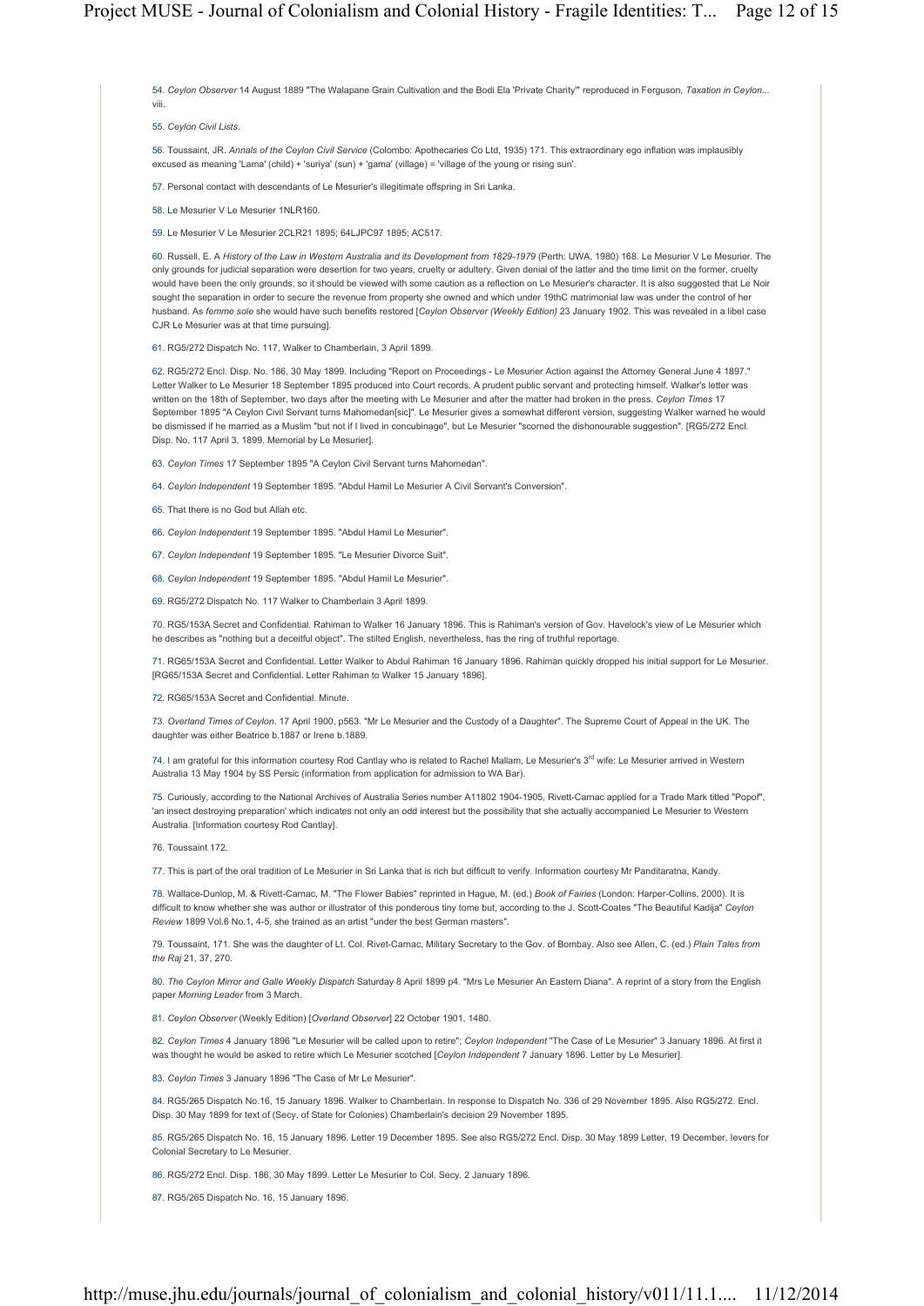54. *Ceylon Observer* 14 August 1889 "The Walapane Grain Cultivation and the Bodi Ela 'Private Charity'" reproduced in Ferguson, *Taxation in Ceylon...* viii.

55. *Ceylon Civil Lists.*

56. Toussaint, JR. *Annals of the Ceylon Civil Service* (Colombo: Apothecaries Co Ltd, 1935) 171. This extraordinary ego inflation was implausibly excused as meaning 'Lama' (child) + 'suriya' (sun) + 'gama' (village) = 'village of the young or rising sun'.

57. Personal contact with descendants of Le Mesurier's illegitimate offspring in Sri Lanka.

58. Le Mesurier V Le Mesurier 1NLR160.

59. Le Mesurier V Le Mesurier 2CLR21 1895; 64LJPC97 1895; AC517.

60. Russell, E. A *History of the Law in Western Australia and its Development from 1829-1979* (Perth: UWA, 1980) 168. Le Mesurier V Le Mesurier. The only grounds for judicial separation were desertion for two years, cruelty or adultery. Given denial of the latter and the time limit on the former, cruelty would have been the only grounds, so it should be viewed with some caution as a reflection on Le Mesurier's character. It is also suggested that Le Noir sought the separation in order to secure the revenue from property she owned and which under 19thC matrimonial law was under the control of her husband. As *femme sole* she would have such benefits restored [*Ceylon Observer (Weekly Edition)* 23 January 1902. This was revealed in a libel case CJR Le Mesurier was at that time pursuing].

61. RG5/272 Dispatch No. 117, Walker to Chamberlain, 3 April 1899.

62. RG5/272 Encl. Disp. No. 186, 30 May 1899. Including "Report on Proceedings - Le Mesurier Action against the Attorney General June 4 1897." Letter Walker to Le Mesurier 18 September 1895 produced into Court records. A prudent public servant and protecting himself. Walker's letter was written on the 18th of September, two days after the meeting with Le Mesurier and after the matter had broken in the press. *Ceylon Times* 17 September 1895 "A Ceylon Civil Servant turns Mahomedan[sic]". Le Mesurier gives a somewhat different version, suggesting Walker warned he would be dismissed if he married as a Muslim "but not if I lived in concubinage", but Le Mesurier "scorned the dishonourable suggestion". [RG5/272 Encl. Disp. No. 117 April 3, 1899. Memorial by Le Mesurier].

63. *Ceylon Times* 17 September 1895 "A Ceylon Civil Servant turns Mahomedan".

64. *Ceylon Independent* 19 September 1895. "Abdul Hamil Le Mesurier A Civil Servant's Conversion".

65. That there is no God but Allah etc.

66. *Ceylon Independent* 19 September 1895. "Abdul Hamil Le Mesurier".

67. *Ceylon Independent* 19 September 1895. "Le Mesurier Divorce Suit".

68. *Ceylon Independent* 19 September 1895. "Abdul Hamil Le Mesurier".

69. RG5/272 Dispatch No. 117 Walker to Chamberlain 3 April 1899.

70. RG5/153A Secret and Confidential. Rahiman to Walker 16 January 1896. This is Rahiman's version of Gov. Havelock's view of Le Mesurier which he describes as "nothing but a deceitful object". The stilted English, nevertheless, has the ring of truthful reportage.

71. RG65/153A Secret and Confidential. Letter Walker to Abdul Rahiman 16 January 1896. Rahiman quickly dropped his initial support for Le Mesurier. [RG65/153A Secret and Confidential. Letter Rahiman to Walker 15 January 1896].

72. RG65/153A Secret and Confidential. Minute.

73. *Overland Times of Ceylon*. 17 April 1900, p563. "Mr Le Mesurier and the Custody of a Daughter". The Supreme Court of Appeal in the UK. The daughter was either Beatrice b.1887 or Irene b.1889.

74. I am grateful for this information courtesy Rod Cantlay who is related to Rachel Mallam, Le Mesurier's 3rd wife: Le Mesurier arrived in Western Australia 13 May 1904 by SS Persic (information from application for admission to WA Bar).

75. Curiously, according to the National Archives of Australia Series number A11802 1904-1905, Rivett-Carnac applied for a Trade Mark titled "Popof", 'an insect destroying preparation' which indicates not only an odd interest but the possibility that she actually accompanied Le Mesurier to Western Australia. [Information courtesy Rod Cantlay].

76. Toussaint 172.

77. This is part of the oral tradition of Le Mesurier in Sri Lanka that is rich but difficult to verify. Information courtesy Mr Panditaratna, Kandy.

78. Wallace-Dunlop, M. & Rivett-Carnac, M. "The Flower Babies" reprinted in Hague, M. (ed.) *Book of Fairies* (London: Harper-Collins, 2000). It is difficult to know whether she was author or illustrator of this ponderous tiny tome but, according to the J. Scott-Coates "The Beautiful Kadija" *Ceylon Review* 1899 Vol.6 No.1, 4-5, she trained as an artist "under the best German masters".

79. Toussaint, 171. She was the daughter of Lt. Col. Rivet-Carnac, Military Secretary to the Gov. of Bombay. Also see Allen, C. (ed.) *Plain Tales from the Raj* 21, 37, 270.

80. *The Ceylon Mirror and Galle Weekly Dispatch* Saturday 8 April 1899 p4. "Mrs Le Mesurier An Eastern Diana". A reprint of a story from the English paper *Morning Leader* from 3 March.

81. *Ceylon Observer* (Weekly Edition) [*Overland Observer*] 22 October 1901, 1480.

82. *Ceylon Times* 4 January 1896 "Le Mesurier will be called upon to retire"; *Ceylon Independent* "The Case of Le Mesurier" 3 January 1896. At first it was thought he would be asked to retire which Le Mesurier scotched [*Ceylon Independent* 7 January 1896. Letter by Le Mesurier].

83. *Ceylon Times* 3 January 1896 "The Case of Mr Le Mesurier".

84. RG5/265 Dispatch No.16, 15 January 1896. Walker to Chamberlain. In response to Dispatch No. 336 of 29 November 1895. Also RG5/272. Encl. Disp. 30 May 1899 for text of (Secy. of State for Colonies) Chamberlain's decision 29 November 1895.

85. RG5/265 Dispatch No. 16, 15 January 1896. Letter 19 December 1895. See also RG5/272 Encl. Disp. 30 May 1899 Letter, 19 December, Ievers for Colonial Secretary to Le Mesurier.

86. RG5/272 Encl. Disp. 186, 30 May 1899. Letter Le Mesurier to Col. Secy. 2 January 1896.

87. RG5/265 Dispatch No. 16, 15 January 1896.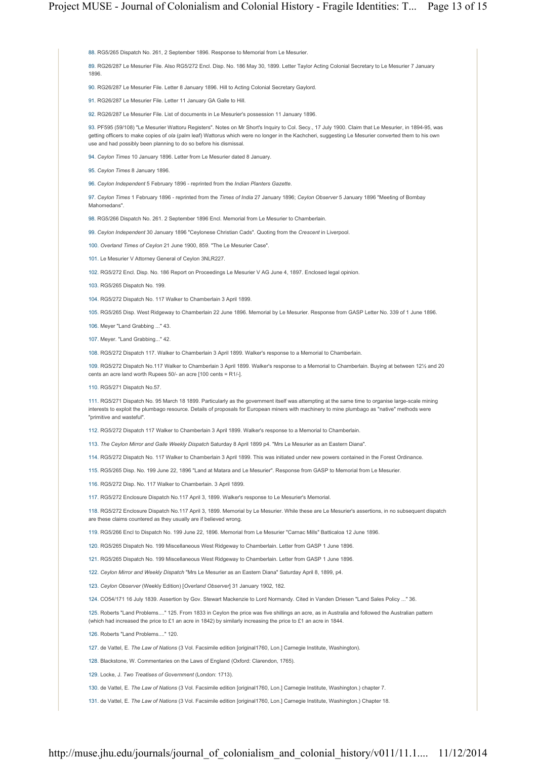88. RG5/265 Dispatch No. 261, 2 September 1896. Response to Memorial from Le Mesurier.

89. RG26/287 Le Mesurier File. Also RG5/272 Encl. Disp. No. 186 May 30, 1899. Letter Taylor Acting Colonial Secretary to Le Mesurier 7 January 1896.

90. RG26/287 Le Mesurier File. Letter 8 January 1896. Hill to Acting Colonial Secretary Gaylord.

91. RG26/287 Le Mesurier File. Letter 11 January GA Galle to Hill.

92. RG26/287 Le Mesurier File. List of documents in Le Mesurier's possession 11 January 1896.

93. PF595 (59/108) "Le Mesurier Wattoru Registers". Notes on Mr Short's Inquiry to Col. Secy., 17 July 1900. Claim that Le Mesurier, in 1894-95, was getting officers to make copies of *ola* (palm leaf) Wattorus which were no longer in the Kachcheri, suggesting Le Mesurier converted them to his own use and had possibly been planning to do so before his dismissal.

94. *Ceylon Times* 10 January 1896. Letter from Le Mesurier dated 8 January.

95. *Ceylon Times* 8 January 1896.

96. *Ceylon Independent* 5 February 1896 - reprinted from the *Indian Planters Gazette*.

97. *Ceylon Times* 1 February 1896 - reprinted from the *Times of India* 27 January 1896; *Ceylon Observer* 5 January 1896 "Meeting of Bombay Mahomedans".

98. RG5/266 Dispatch No. 261. 2 September 1896 Encl. Memorial from Le Mesurier to Chamberlain.

99. *Ceylon Independent* 30 January 1896 "Ceylonese Christian Cads". Quoting from the *Crescent* in Liverpool.

100. *Overland Times of Ceylon* 21 June 1900, 859. "The Le Mesurier Case".

101. Le Mesurier V Attorney General of Ceylon 3NLR227.

102. RG5/272 Encl. Disp. No. 186 Report on Proceedings Le Mesurier V AG June 4, 1897. Enclosed legal opinion.

103. RG5/265 Dispatch No. 199.

104. RG5/272 Dispatch No. 117 Walker to Chamberlain 3 April 1899.

105. RG5/265 Disp. West Ridgeway to Chamberlain 22 June 1896. Memorial by Le Mesurier. Response from GASP Letter No. 339 of 1 June 1896.

106. Meyer "Land Grabbing ..." 43.

107. Meyer. "Land Grabbing..." 42.

108. RG5/272 Dispatch 117. Walker to Chamberlain 3 April 1899. Walker's response to a Memorial to Chamberlain.

109. RG5/272 Dispatch No.117 Walker to Chamberlain 3 April 1899. Walker's response to a Memorial to Chamberlain. Buying at between 12½ and 20 cents an acre land worth Rupees 50/- an acre [100 cents = R1/-].

110. RG5/271 Dispatch No.57.

111. RG5/271 Dispatch No. 95 March 18 1899. Particularly as the government itself was attempting at the same time to organise large-scale mining interests to exploit the plumbago resource. Details of proposals for European miners with machinery to mine plumbago as "native" methods were "primitive and wasteful".

112. RG5/272 Dispatch 117 Walker to Chamberlain 3 April 1899. Walker's response to a Memorial to Chamberlain.

113. *The Ceylon Mirror and Galle Weekly Dispatch* Saturday 8 April 1899 p4. "Mrs Le Mesurier as an Eastern Diana".

114. RG5/272 Dispatch No. 117 Walker to Chamberlain 3 April 1899. This was initiated under new powers contained in the Forest Ordinance.

115. RG5/265 Disp. No. 199 June 22, 1896 "Land at Matara and Le Mesurier". Response from GASP to Memorial from Le Mesurier.

116. RG5/272 Disp. No. 117 Walker to Chamberlain. 3 April 1899.

117. RG5/272 Enclosure Dispatch No.117 April 3, 1899. Walker's response to Le Mesurier's Memorial.

118. RG5/272 Enclosure Dispatch No.117 April 3, 1899. Memorial by Le Mesurier. While these are Le Mesurier's assertions, in no subsequent dispatch are these claims countered as they usually are if believed wrong.

119. RG5/266 Encl to Dispatch No. 199 June 22, 1896. Memorial from Le Mesurier "Carnac Mills" Batticaloa 12 June 1896.

120. RG5/265 Dispatch No. 199 Miscellaneous West Ridgeway to Chamberlain. Letter from GASP 1 June 1896.

121. RG5/265 Dispatch No. 199 Miscellaneous West Ridgeway to Chamberlain. Letter from GASP 1 June 1896.

122. *Ceylon Mirror and Weekly Dispatch* "Mrs Le Mesurier as an Eastern Diana" Saturday April 8, 1899, p4.

123. *Ceylon Observer* (Weekly Edition) [*Overland Observer*] 31 January 1902, 182.

124. CO54/171 16 July 1839. Assertion by Gov. Stewart Mackenzie to Lord Normandy. Cited in Vanden Driesen "Land Sales Policy ..." 36.

125. Roberts "Land Problems...." 125. From 1833 in Ceylon the price was five shillings an acre, as in Australia and followed the Australian pattern (which had increased the price to £1 an acre in 1842) by similarly increasing the price to £1 an acre in 1844.

126. Roberts "Land Problems...." 120.

127. de Vattel, E. *The Law of Nations* (3 Vol. Facsimile edition [original1760, Lon.] Carnegie Institute, Washington).

128. Blackstone, W. Commentaries on the Laws of England (Oxford: Clarendon, 1765).

129. Locke, J. *Two Treatises of Government* (London: 1713).

130. de Vattel, E. *The Law of Nations* (3 Vol. Facsimile edition [original1760, Lon.] Carnegie Institute, Washington.) chapter 7.

131. de Vattel, E. *The Law of Nations* (3 Vol. Facsimile edition [original1760, Lon.] Carnegie Institute, Washington.) Chapter 18.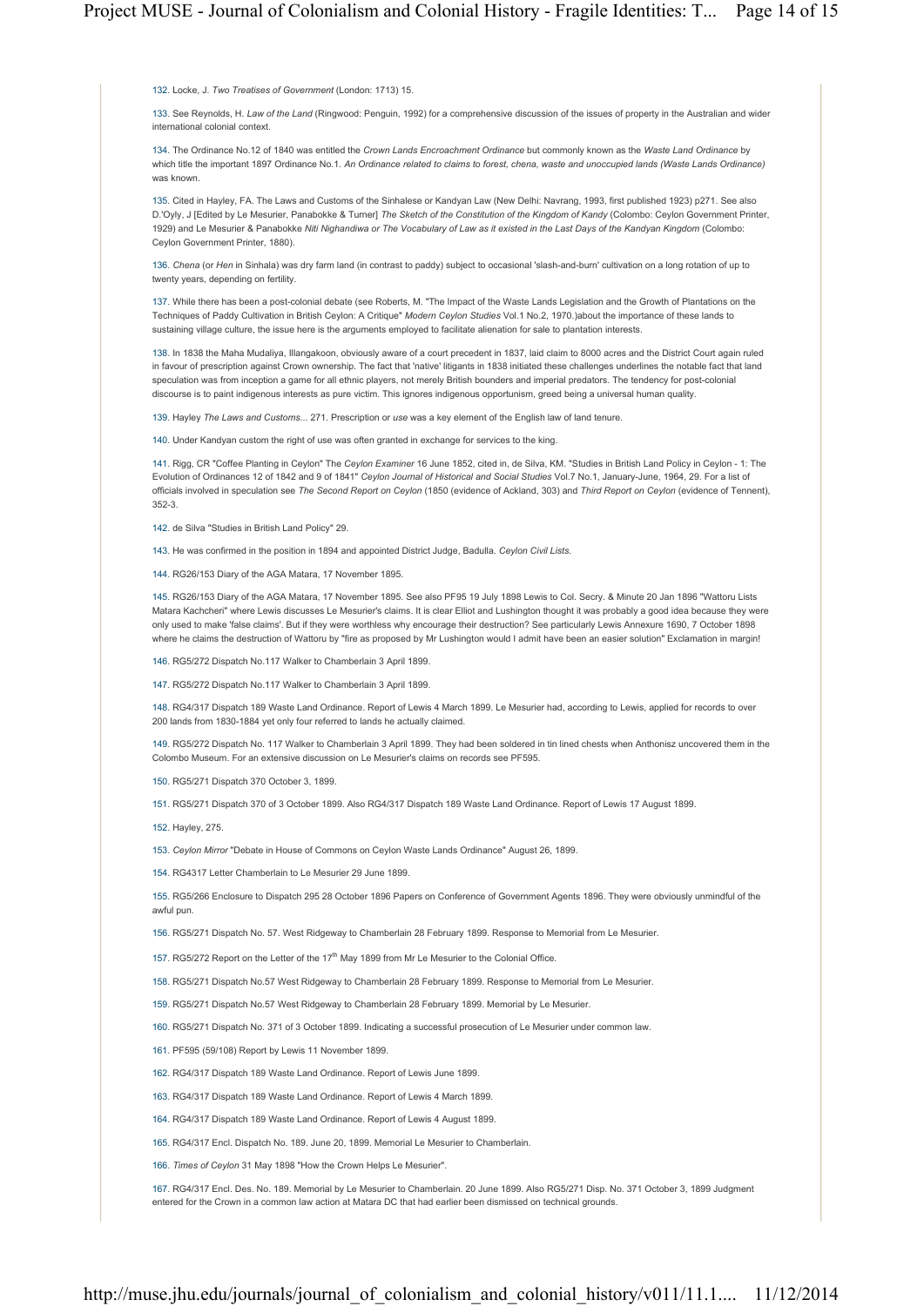132. Locke, J. *Two Treatises of Government* (London: 1713) 15.

133. See Reynolds, H. *Law of the Land* (Ringwood: Penguin, 1992) for a comprehensive discussion of the issues of property in the Australian and wider international colonial context.

134. The Ordinance No.12 of 1840 was entitled the *Crown Lands Encroachment Ordinance* but commonly known as the *Waste Land Ordinance* by which title the important 1897 Ordinance No.1. *An Ordinance related to claims to forest, chena, waste and unoccupied lands (Waste Lands Ordinance)* was known.

135. Cited in Hayley, FA. The Laws and Customs of the Sinhalese or Kandyan Law (New Delhi: Navrang, 1993, first published 1923) p271. See also D.'Oyly, J [Edited by Le Mesurier, Panabokke & Turner] *The Sketch of the Constitution of the Kingdom of Kandy* (Colombo: Ceylon Government Printer, 1929) and Le Mesurier & Panabokke *Niti Nighandiwa or The Vocabulary of Law as it existed in the Last Days of the Kandyan Kingdom* (Colombo: Ceylon Government Printer, 1880).

136. *Chena* (or *Hen* in Sinhala) was dry farm land (in contrast to paddy) subject to occasional 'slash-and-burn' cultivation on a long rotation of up to twenty years, depending on fertility.

137. While there has been a post-colonial debate (see Roberts, M. "The Impact of the Waste Lands Legislation and the Growth of Plantations on the Techniques of Paddy Cultivation in British Ceylon: A Critique" *Modern Ceylon Studies* Vol.1 No.2, 1970.)about the importance of these lands to sustaining village culture, the issue here is the arguments employed to facilitate alienation for sale to plantation interests.

138. In 1838 the Maha Mudaliya, Illangakoon, obviously aware of a court precedent in 1837, laid claim to 8000 acres and the District Court again ruled in favour of prescription against Crown ownership. The fact that 'native' litigants in 1838 initiated these challenges underlines the notable fact that land speculation was from inception a game for all ethnic players, not merely British bounders and imperial predators. The tendency for post-colonial discourse is to paint indigenous interests as pure victim. This ignores indigenous opportunism, greed being a universal human quality.

139. Hayley *The Laws and Customs...* 271. Prescription or *use* was a key element of the English law of land tenure.

140. Under Kandyan custom the right of use was often granted in exchange for services to the king.

141. Rigg, CR "Coffee Planting in Ceylon" The *Ceylon Examiner* 16 June 1852, cited in, de Silva, KM. "Studies in British Land Policy in Ceylon - 1: The Evolution of Ordinances 12 of 1842 and 9 of 1841" *Ceylon Journal of Historical and Social Studies* Vol.7 No.1, January-June, 1964, 29. For a list of officials involved in speculation see *The Second Report on Ceylon* (1850 (evidence of Ackland, 303) and *Third Report on Ceylon* (evidence of Tennent), 352-3.

142. de Silva "Studies in British Land Policy" 29.

143. He was confirmed in the position in 1894 and appointed District Judge, Badulla. *Ceylon Civil Lists*.

144. RG26/153 Diary of the AGA Matara, 17 November 1895.

145. RG26/153 Diary of the AGA Matara, 17 November 1895. See also PF95 19 July 1898 Lewis to Col. Secry. & Minute 20 Jan 1896 "Wattoru Lists Matara Kachcheri" where Lewis discusses Le Mesurier's claims. It is clear Elliot and Lushington thought it was probably a good idea because they were only used to make 'false claims'. But if they were worthless why encourage their destruction? See particularly Lewis Annexure 1690, 7 October 1898 where he claims the destruction of Wattoru by "fire as proposed by Mr Lushington would I admit have been an easier solution" Exclamation in margin!

146. RG5/272 Dispatch No.117 Walker to Chamberlain 3 April 1899.

147. RG5/272 Dispatch No.117 Walker to Chamberlain 3 April 1899.

148. RG4/317 Dispatch 189 Waste Land Ordinance. Report of Lewis 4 March 1899. Le Mesurier had, according to Lewis, applied for records to over 200 lands from 1830-1884 yet only four referred to lands he actually claimed.

149. RG5/272 Dispatch No. 117 Walker to Chamberlain 3 April 1899. They had been soldered in tin lined chests when Anthonisz uncovered them in the Colombo Museum. For an extensive discussion on Le Mesurier's claims on records see PF595.

150. RG5/271 Dispatch 370 October 3, 1899.

151. RG5/271 Dispatch 370 of 3 October 1899. Also RG4/317 Dispatch 189 Waste Land Ordinance. Report of Lewis 17 August 1899.

152. Hayley, 275.

153. *Ceylon Mirror* "Debate in House of Commons on Ceylon Waste Lands Ordinance" August 26, 1899.

154. RG4317 Letter Chamberlain to Le Mesurier 29 June 1899.

155. RG5/266 Enclosure to Dispatch 295 28 October 1896 Papers on Conference of Government Agents 1896. They were obviously unmindful of the awful pun.

156. RG5/271 Dispatch No. 57. West Ridgeway to Chamberlain 28 February 1899. Response to Memorial from Le Mesurier.

157. RG5/272 Report on the Letter of the 17th May 1899 from Mr Le Mesurier to the Colonial Office.

158. RG5/271 Dispatch No.57 West Ridgeway to Chamberlain 28 February 1899. Response to Memorial from Le Mesurier.

159. RG5/271 Dispatch No.57 West Ridgeway to Chamberlain 28 February 1899. Memorial by Le Mesurier.

160. RG5/271 Dispatch No. 371 of 3 October 1899. Indicating a successful prosecution of Le Mesurier under common law.

161. PF595 (59/108) Report by Lewis 11 November 1899.

162. RG4/317 Dispatch 189 Waste Land Ordinance. Report of Lewis June 1899.

163. RG4/317 Dispatch 189 Waste Land Ordinance. Report of Lewis 4 March 1899.

164. RG4/317 Dispatch 189 Waste Land Ordinance. Report of Lewis 4 August 1899.

165. RG4/317 Encl. Dispatch No. 189. June 20, 1899. Memorial Le Mesurier to Chamberlain.

166. *Times of Ceylon* 31 May 1898 "How the Crown Helps Le Mesurier".

167. RG4/317 Encl. Des. No. 189. Memorial by Le Mesurier to Chamberlain. 20 June 1899. Also RG5/271 Disp. No. 371 October 3, 1899 Judgment entered for the Crown in a common law action at Matara DC that had earlier been dismissed on technical grounds.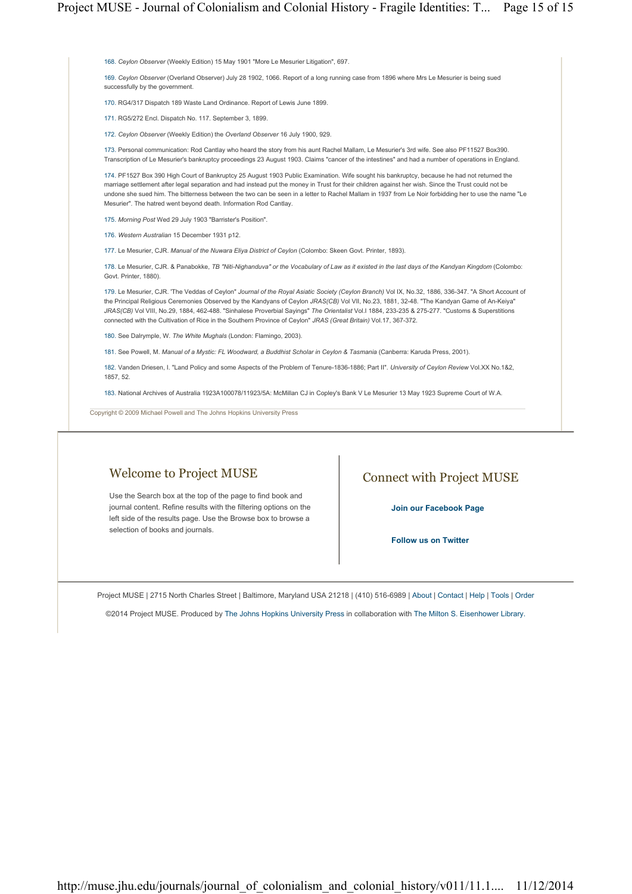168. *Ceylon Observer* (Weekly Edition) 15 May 1901 "More Le Mesurier Litigation", 697.

169. *Ceylon Observer* (Overland Observer) July 28 1902, 1066. Report of a long running case from 1896 where Mrs Le Mesurier is being sued successfully by the government.

170. RG4/317 Dispatch 189 Waste Land Ordinance. Report of Lewis June 1899.

171. RG5/272 Encl. Dispatch No. 117. September 3, 1899.

172. *Ceylon Observer* (Weekly Edition) the *Overland Observer* 16 July 1900, 929.

173. Personal communication: Rod Cantlay who heard the story from his aunt Rachel Mallam, Le Mesurier's 3rd wife. See also PF11527 Box390. Transcription of Le Mesurier's bankruptcy proceedings 23 August 1903. Claims "cancer of the intestines" and had a number of operations in England.

174. PF1527 Box 390 High Court of Bankruptcy 25 August 1903 Public Examination. Wife sought his bankruptcy, because he had not returned the marriage settlement after legal separation and had instead put the money in Trust for their children against her wish. Since the Trust could not be undone she sued him. The bitterness between the two can be seen in a letter to Rachel Mallam in 1937 from Le Noir forbidding her to use the name "Le Mesurier". The hatred went beyond death. Information Rod Cantlay.

175. *Morning Post* Wed 29 July 1903 "Barrister's Position".

176. *Western Australian* 15 December 1931 p12.

177. Le Mesurier, CJR. *Manual of the Nuwara Eliya District of Ceylon* (Colombo: Skeen Govt. Printer, 1893).

178. Le Mesurier, CJR. & Panabokke, *TB "Niti-Nighanduva" or the Vocabulary of Law as it existed in the last days of the Kandyan Kingdom* (Colombo: Govt. Printer, 1880).

179. Le Mesurier, CJR. 'The Veddas of Ceylon" *Journal of the Royal Asiatic Society (Ceylon Branch)* Vol IX, No.32, 1886, 336-347. "A Short Account of the Principal Religious Ceremonies Observed by the Kandyans of Ceylon *JRAS(CB)* Vol VII, No.23, 1881, 32-48. "The Kandyan Game of An-Keiya" *JRAS(CB)* Vol VIII, No.29, 1884, 462-488. "Sinhalese Proverbial Sayings" *The Orientalist* Vol.I 1884, 233-235 & 275-277. "Customs & Superstitions connected with the Cultivation of Rice in the Southern Province of Ceylon" *JRAS (Great Britain)* Vol.17, 367-372.

180. See Dalrymple, W. *The White Mughals* (London: Flamingo, 2003).

181. See Powell, M. *Manual of a Mystic: FL Woodward, a Buddhist Scholar in Ceylon & Tasmania* (Canberra: Karuda Press, 2001).

182. Vanden Driesen, I. "Land Policy and some Aspects of the Problem of Tenure-1836-1886; Part II". *University of Ceylon Review* Vol.XX No.1&2, 1857, 52.

183. National Archives of Australia 1923A100078/11923/5A: McMillan CJ in Copley's Bank V Le Mesurier 13 May 1923 Supreme Court of W.A.

Copyright © 2009 Michael Powell and The Johns Hopkins University Press